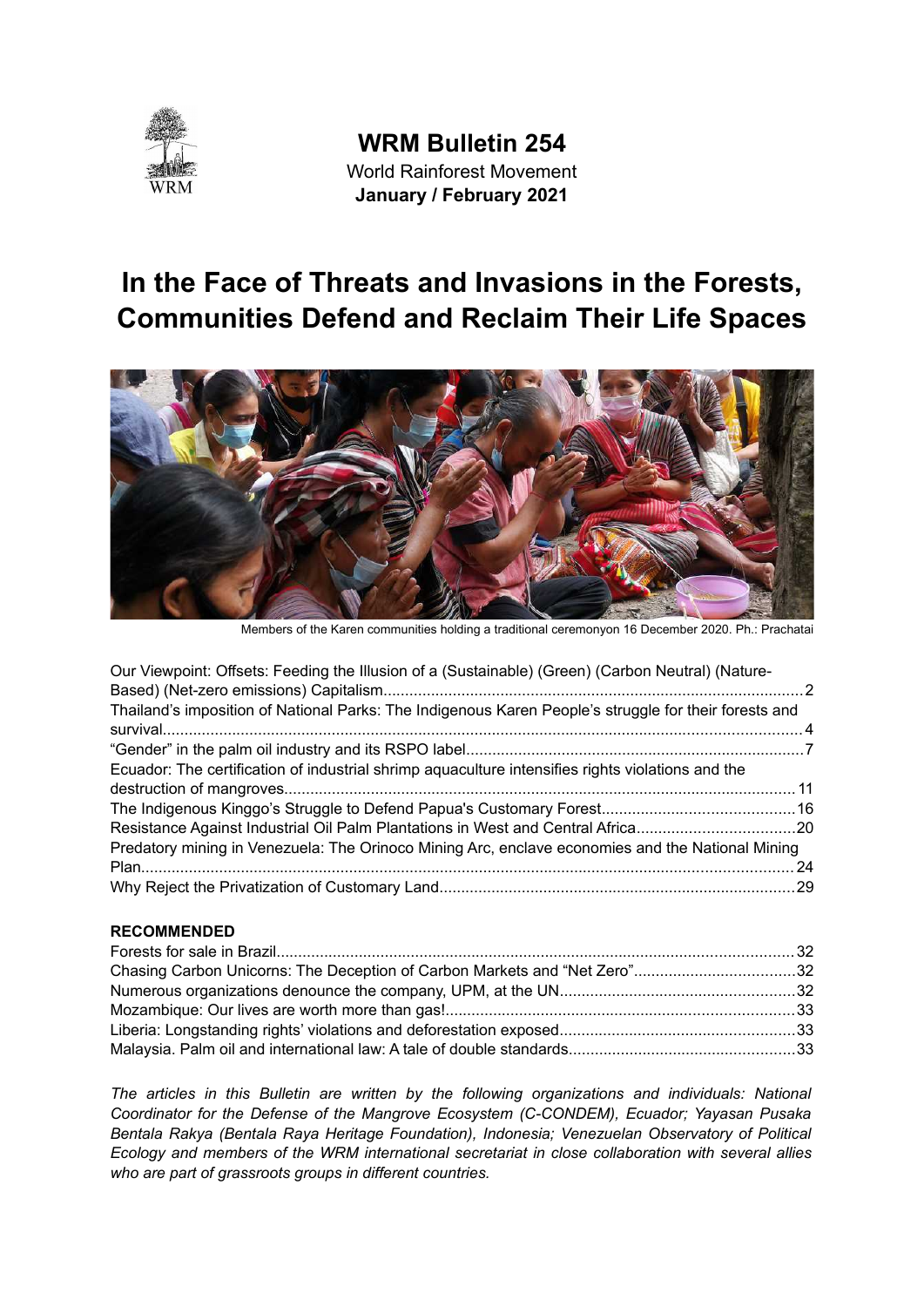**WRM Bulletin 254**

World Rainforest Movement

**January / February 2021**

# In the Face of Threats and Invasions in the Forests, Communities Defend and Reclaim Their Life Spaces

Members of the Karen communities holding a traditional ceremonyon 16 December 2020. Ph.: Prachatai

Our Viewpoint: Offsets: Feeding the Illusion of a (Sustainable) (Green) (Carbon Neutral) (Nature-Based) (Net-zero emissions) Capitalism....2
Thailand's imposition of National Parks: The Indigenous Karen People's struggle for their forests and survival....4
"Gender" in the palm oil industry and its RSPO label....7
Ecuador: The certification of industrial shrimp aquaculture intensifies rights violations and the destruction of mangroves....11
The Indigenous Kinggo's Struggle to Defend Papua's Customary Forest....16
Resistance Against Industrial Oil Palm Plantations in West and Central Africa....20
Predatory mining in Venezuela: The Orinoco Mining Arc, enclave economies and the National Mining Plan....24
Why Reject the Privatization of Customary Land....29

**RECOMMENDED**

Forests for sale in Brazil....32
Chasing Carbon Unicorns: The Deception of Carbon Markets and "Net Zero"....32
Numerous organizations denounce the company, UPM, at the UN....32
Mozambique: Our lives are worth more than gas!....33
Liberia: Longstanding rights' violations and deforestation exposed....33
Malaysia. Palm oil and international law: A tale of double standards....33

*The articles in this Bulletin are written by the following organizations and individuals: National Coordinator for the Defense of the Mangrove Ecosystem (C-CONDEM), Ecuador; Yayasan Pusaka Bentala Rakya (Bentala Raya Heritage Foundation), Indonesia; Venezuelan Observatory of Political Ecology and members of the WRM international secretariat in close collaboration with several allies who are part of grassroots groups in different countries.*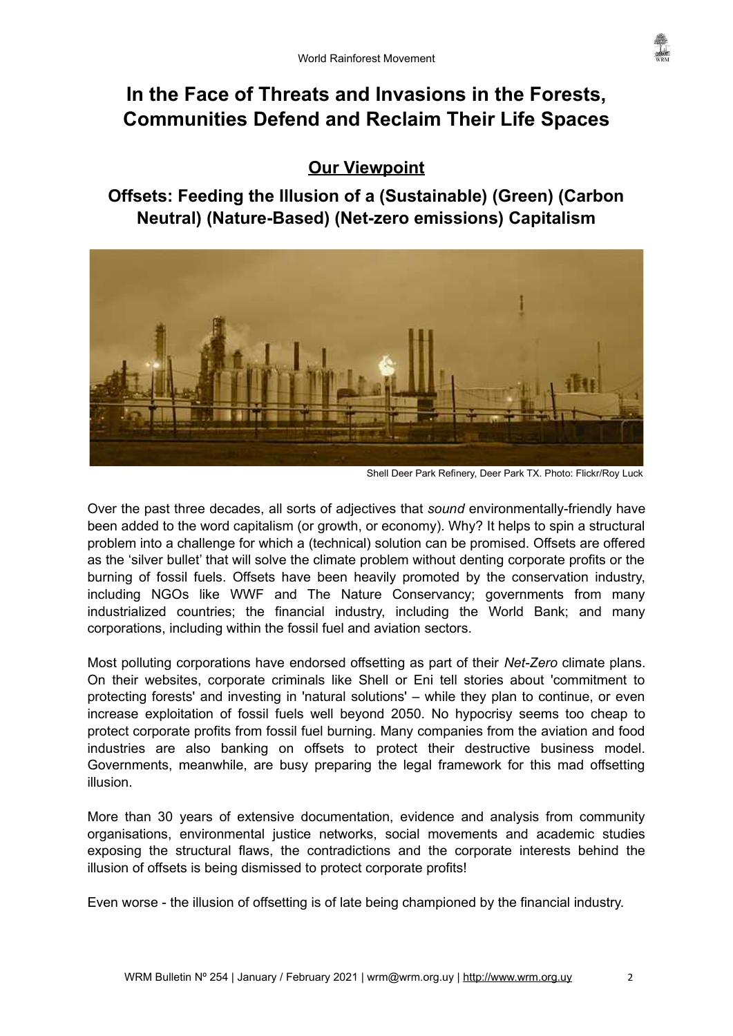# In the Face of Threats and Invasions in the Forests, Communities Defend and Reclaim Their Life Spaces

## Our Viewpoint

## Offsets: Feeding the Illusion of a (Sustainable) (Green) (Carbon Neutral) (Nature-Based) (Net-zero emissions) Capitalism

Shell Deer Park Refinery, Deer Park TX. Photo: Flickr/Roy Luck

Over the past three decades, all sorts of adjectives that *sound* environmentally-friendly have been added to the word capitalism (or growth, or economy). Why? It helps to spin a structural problem into a challenge for which a (technical) solution can be promised. Offsets are offered as the 'silver bullet' that will solve the climate problem without denting corporate profits or the burning of fossil fuels. Offsets have been heavily promoted by the conservation industry, including NGOs like WWF and The Nature Conservancy; governments from many industrialized countries; the financial industry, including the World Bank; and many corporations, including within the fossil fuel and aviation sectors.

Most polluting corporations have endorsed offsetting as part of their *Net-Zero* climate plans. On their websites, corporate criminals like Shell or Eni tell stories about 'commitment to protecting forests' and investing in 'natural solutions' – while they plan to continue, or even increase exploitation of fossil fuels well beyond 2050. No hypocrisy seems too cheap to protect corporate profits from fossil fuel burning. Many companies from the aviation and food industries are also banking on offsets to protect their destructive business model. Governments, meanwhile, are busy preparing the legal framework for this mad offsetting illusion.

More than 30 years of extensive documentation, evidence and analysis from community organisations, environmental justice networks, social movements and academic studies exposing the structural flaws, the contradictions and the corporate interests behind the illusion of offsets is being dismissed to protect corporate profits!

Even worse - the illusion of offsetting is of late being championed by the financial industry.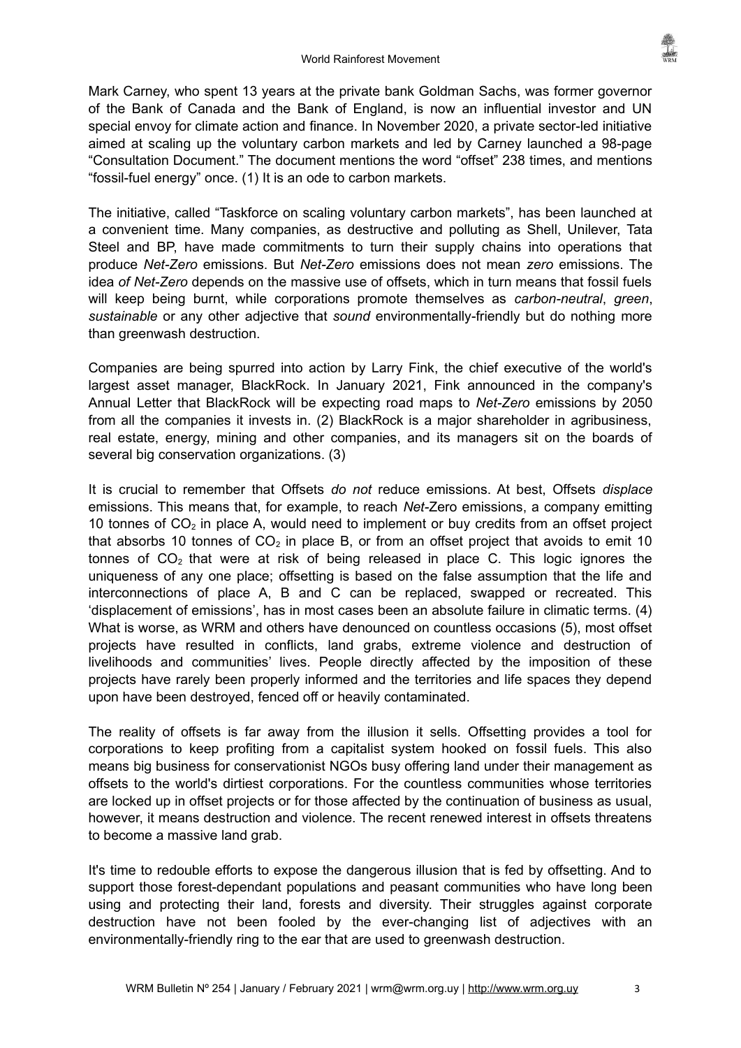Mark Carney, who spent 13 years at the private bank Goldman Sachs, was former governor of the Bank of Canada and the Bank of England, is now an influential investor and UN special envoy for climate action and finance. In November 2020, a private sector-led initiative aimed at scaling up the voluntary carbon markets and led by Carney launched a 98-page "Consultation Document." The document mentions the word "offset" 238 times, and mentions "fossil-fuel energy" once. (1) It is an ode to carbon markets.

The initiative, called "Taskforce on scaling voluntary carbon markets", has been launched at a convenient time. Many companies, as destructive and polluting as Shell, Unilever, Tata Steel and BP, have made commitments to turn their supply chains into operations that produce *Net-Zero* emissions. But *Net-Zero* emissions does not mean *zero* emissions. The idea *of Net-Zero* depends on the massive use of offsets, which in turn means that fossil fuels will keep being burnt, while corporations promote themselves as *carbon-neutral*, *green*, *sustainable* or any other adjective that *sound* environmentally-friendly but do nothing more than greenwash destruction.

Companies are being spurred into action by Larry Fink, the chief executive of the world's largest asset manager, BlackRock. In January 2021, Fink announced in the company's Annual Letter that BlackRock will be expecting road maps to *Net-Zero* emissions by 2050 from all the companies it invests in. (2) BlackRock is a major shareholder in agribusiness, real estate, energy, mining and other companies, and its managers sit on the boards of several big conservation organizations. (3)

It is crucial to remember that Offsets *do not* reduce emissions. At best, Offsets *displace* emissions. This means that, for example, to reach *Net*-Zero emissions, a company emitting 10 tonnes of $CO_2$ in place A, would need to implement or buy credits from an offset project that absorbs 10 tonnes of $CO_2$ in place B, or from an offset project that avoids to emit 10 tonnes of $CO_2$ that were at risk of being released in place C. This logic ignores the uniqueness of any one place; offsetting is based on the false assumption that the life and interconnections of place A, B and C can be replaced, swapped or recreated. This 'displacement of emissions', has in most cases been an absolute failure in climatic terms. (4) What is worse, as WRM and others have denounced on countless occasions (5), most offset projects have resulted in conflicts, land grabs, extreme violence and destruction of livelihoods and communities' lives. People directly affected by the imposition of these projects have rarely been properly informed and the territories and life spaces they depend upon have been destroyed, fenced off or heavily contaminated.

The reality of offsets is far away from the illusion it sells. Offsetting provides a tool for corporations to keep profiting from a capitalist system hooked on fossil fuels. This also means big business for conservationist NGOs busy offering land under their management as offsets to the world's dirtiest corporations. For the countless communities whose territories are locked up in offset projects or for those affected by the continuation of business as usual, however, it means destruction and violence. The recent renewed interest in offsets threatens to become a massive land grab.

It's time to redouble efforts to expose the dangerous illusion that is fed by offsetting. And to support those forest-dependant populations and peasant communities who have long been using and protecting their land, forests and diversity. Their struggles against corporate destruction have not been fooled by the ever-changing list of adjectives with an environmentally-friendly ring to the ear that are used to greenwash destruction.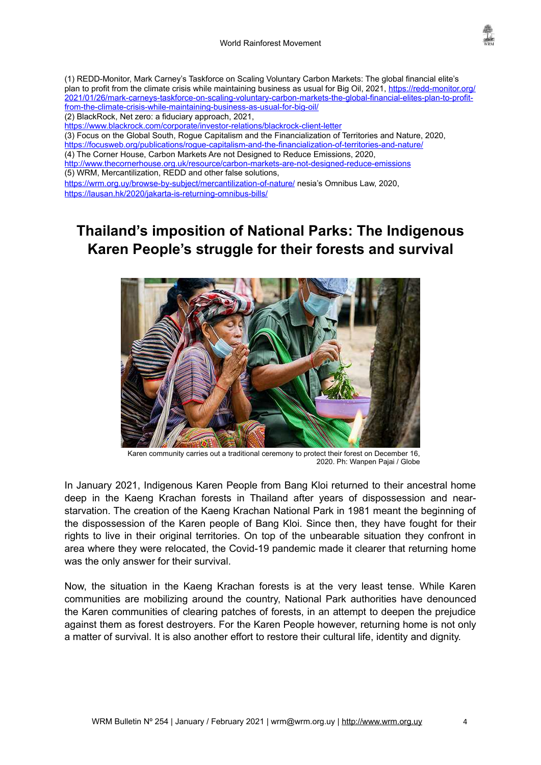(1) REDD-Monitor, Mark Carney's Taskforce on Scaling Voluntary Carbon Markets: The global financial elite's plan to profit from the climate crisis while maintaining business as usual for Big Oil, 2021, https://redd-monitor.org/2021/01/26/mark-carneys-taskforce-on-scaling-voluntary-carbon-markets-the-global-financial-elites-plan-to-profit-from-the-climate-crisis-while-maintaining-business-as-usual-for-big-oil/
(2) BlackRock, Net zero: a fiduciary approach, 2021, https://www.blackrock.com/corporate/investor-relations/blackrock-client-letter
(3) Focus on the Global South, Rogue Capitalism and the Financialization of Territories and Nature, 2020, https://focusweb.org/publications/rogue-capitalism-and-the-financialization-of-territories-and-nature/
(4) The Corner House, Carbon Markets Are not Designed to Reduce Emissions, 2020, http://www.thecornerhouse.org.uk/resource/carbon-markets-are-not-designed-reduce-emissions
(5) WRM, Mercantilization, REDD and other false solutions, https://wrm.org.uy/browse-by-subject/mercantilization-of-nature/ nesia's Omnibus Law, 2020, https://lausan.hk/2020/jakarta-is-returning-omnibus-bills/

# Thailand's imposition of National Parks: The Indigenous Karen People's struggle for their forests and survival

Karen community carries out a traditional ceremony to protect their forest on December 16, 2020. Ph: Wanpen Pajai / Globe

In January 2021, Indigenous Karen People from Bang Kloi returned to their ancestral home deep in the Kaeng Krachan forests in Thailand after years of dispossession and near-starvation. The creation of the Kaeng Krachan National Park in 1981 meant the beginning of the dispossession of the Karen people of Bang Kloi. Since then, they have fought for their rights to live in their original territories. On top of the unbearable situation they confront in area where they were relocated, the Covid-19 pandemic made it clearer that returning home was the only answer for their survival.

Now, the situation in the Kaeng Krachan forests is at the very least tense. While Karen communities are mobilizing around the country, National Park authorities have denounced the Karen communities of clearing patches of forests, in an attempt to deepen the prejudice against them as forest destroyers. For the Karen People however, returning home is not only a matter of survival. It is also another effort to restore their cultural life, identity and dignity.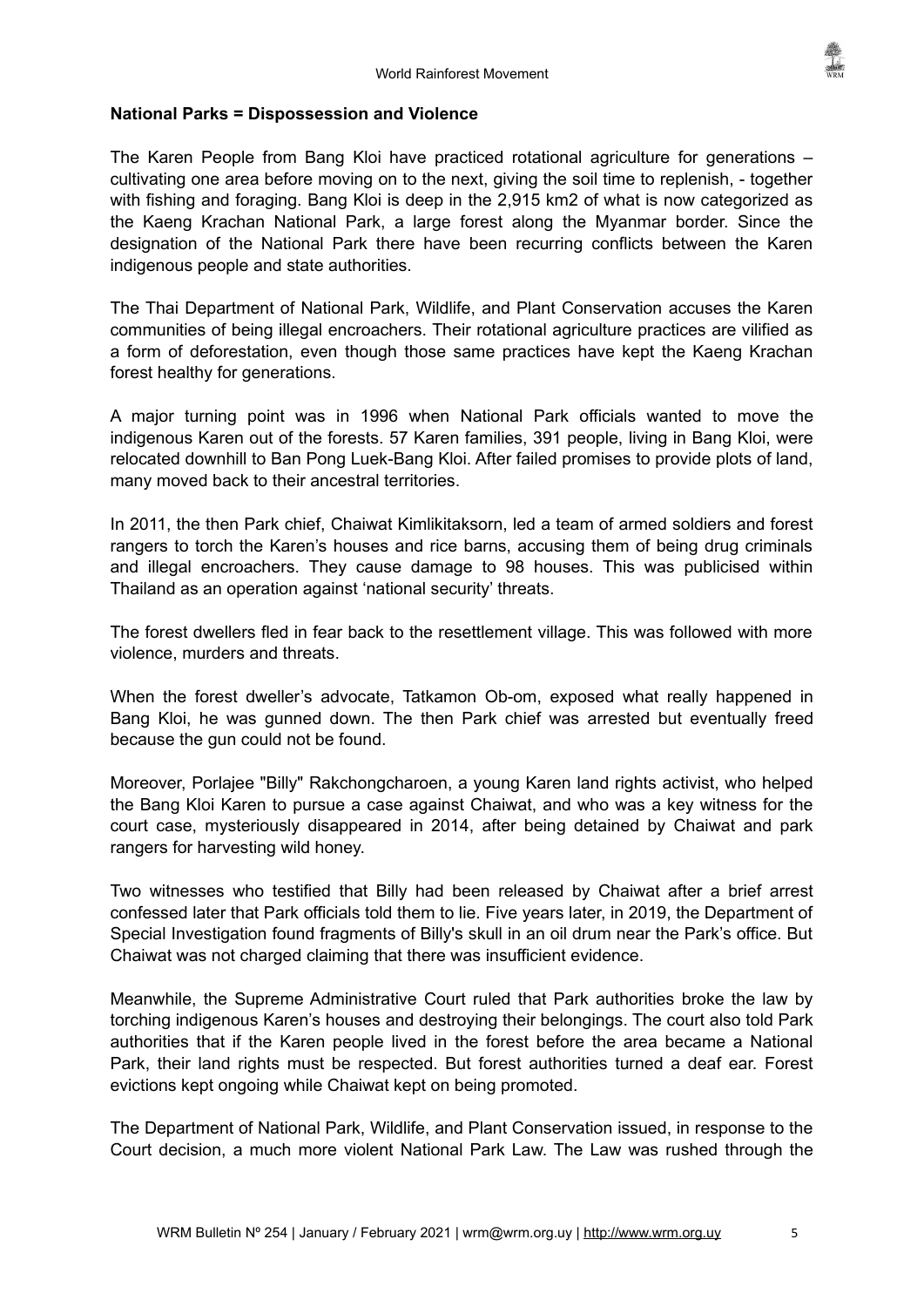**National Parks = Dispossession and Violence**

The Karen People from Bang Kloi have practiced rotational agriculture for generations – cultivating one area before moving on to the next, giving the soil time to replenish, - together with fishing and foraging. Bang Kloi is deep in the 2,915 km2 of what is now categorized as the Kaeng Krachan National Park, a large forest along the Myanmar border. Since the designation of the National Park there have been recurring conflicts between the Karen indigenous people and state authorities.

The Thai Department of National Park, Wildlife, and Plant Conservation accuses the Karen communities of being illegal encroachers. Their rotational agriculture practices are vilified as a form of deforestation, even though those same practices have kept the Kaeng Krachan forest healthy for generations.

A major turning point was in 1996 when National Park officials wanted to move the indigenous Karen out of the forests. 57 Karen families, 391 people, living in Bang Kloi, were relocated downhill to Ban Pong Luek-Bang Kloi. After failed promises to provide plots of land, many moved back to their ancestral territories.

In 2011, the then Park chief, Chaiwat Kimlikitaksorn, led a team of armed soldiers and forest rangers to torch the Karen's houses and rice barns, accusing them of being drug criminals and illegal encroachers. They cause damage to 98 houses. This was publicised within Thailand as an operation against 'national security' threats.

The forest dwellers fled in fear back to the resettlement village. This was followed with more violence, murders and threats.

When the forest dweller's advocate, Tatkamon Ob-om, exposed what really happened in Bang Kloi, he was gunned down. The then Park chief was arrested but eventually freed because the gun could not be found.

Moreover, Porlajee "Billy" Rakchongcharoen, a young Karen land rights activist, who helped the Bang Kloi Karen to pursue a case against Chaiwat, and who was a key witness for the court case, mysteriously disappeared in 2014, after being detained by Chaiwat and park rangers for harvesting wild honey.

Two witnesses who testified that Billy had been released by Chaiwat after a brief arrest confessed later that Park officials told them to lie. Five years later, in 2019, the Department of Special Investigation found fragments of Billy's skull in an oil drum near the Park's office. But Chaiwat was not charged claiming that there was insufficient evidence.

Meanwhile, the Supreme Administrative Court ruled that Park authorities broke the law by torching indigenous Karen's houses and destroying their belongings. The court also told Park authorities that if the Karen people lived in the forest before the area became a National Park, their land rights must be respected. But forest authorities turned a deaf ear. Forest evictions kept ongoing while Chaiwat kept on being promoted.

The Department of National Park, Wildlife, and Plant Conservation issued, in response to the Court decision, a much more violent National Park Law. The Law was rushed through the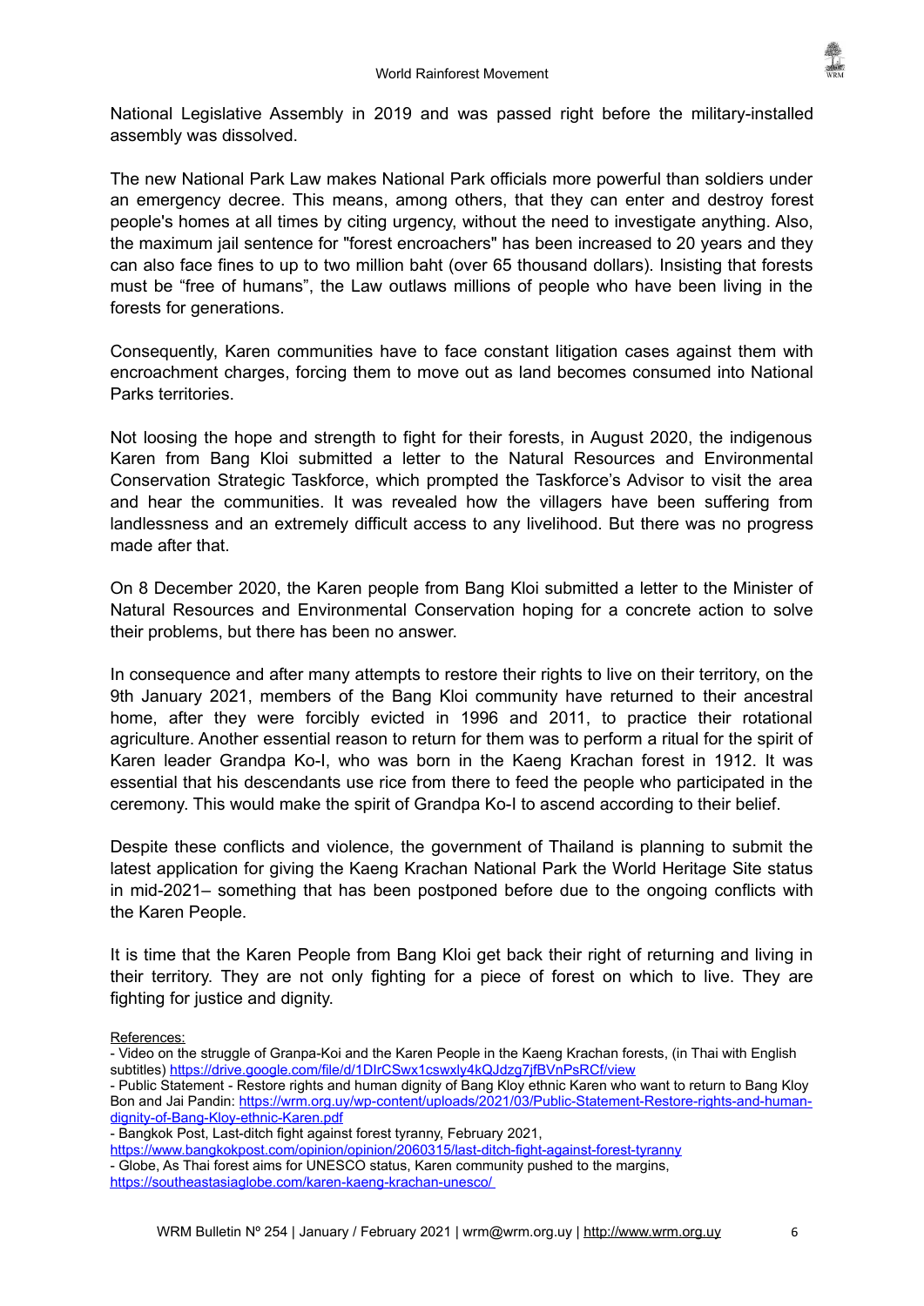National Legislative Assembly in 2019 and was passed right before the military-installed assembly was dissolved.

The new National Park Law makes National Park officials more powerful than soldiers under an emergency decree. This means, among others, that they can enter and destroy forest people's homes at all times by citing urgency, without the need to investigate anything. Also, the maximum jail sentence for "forest encroachers" has been increased to 20 years and they can also face fines to up to two million baht (over 65 thousand dollars). Insisting that forests must be "free of humans", the Law outlaws millions of people who have been living in the forests for generations.

Consequently, Karen communities have to face constant litigation cases against them with encroachment charges, forcing them to move out as land becomes consumed into National Parks territories.

Not loosing the hope and strength to fight for their forests, in August 2020, the indigenous Karen from Bang Kloi submitted a letter to the Natural Resources and Environmental Conservation Strategic Taskforce, which prompted the Taskforce's Advisor to visit the area and hear the communities. It was revealed how the villagers have been suffering from landlessness and an extremely difficult access to any livelihood. But there was no progress made after that.

On 8 December 2020, the Karen people from Bang Kloi submitted a letter to the Minister of Natural Resources and Environmental Conservation hoping for a concrete action to solve their problems, but there has been no answer.

In consequence and after many attempts to restore their rights to live on their territory, on the 9th January 2021, members of the Bang Kloi community have returned to their ancestral home, after they were forcibly evicted in 1996 and 2011, to practice their rotational agriculture. Another essential reason to return for them was to perform a ritual for the spirit of Karen leader Grandpa Ko-I, who was born in the Kaeng Krachan forest in 1912. It was essential that his descendants use rice from there to feed the people who participated in the ceremony. This would make the spirit of Grandpa Ko-I to ascend according to their belief.

Despite these conflicts and violence, the government of Thailand is planning to submit the latest application for giving the Kaeng Krachan National Park the World Heritage Site status in mid-2021– something that has been postponed before due to the ongoing conflicts with the Karen People.

It is time that the Karen People from Bang Kloi get back their right of returning and living in their territory. They are not only fighting for a piece of forest on which to live. They are fighting for justice and dignity.

References:

- Video on the struggle of Granpa-Koi and the Karen People in the Kaeng Krachan forests, (in Thai with English subtitles) https://drive.google.com/file/d/1DIrCSwx1cswxly4kQJdzg7jfBVnPsRCf/view
- Public Statement - Restore rights and human dignity of Bang Kloy ethnic Karen who want to return to Bang Kloy Bon and Jai Pandin: https://wrm.org.uy/wp-content/uploads/2021/03/Public-Statement-Restore-rights-and-human-dignity-of-Bang-Kloy-ethnic-Karen.pdf
- Bangkok Post, Last-ditch fight against forest tyranny, February 2021, https://www.bangkokpost.com/opinion/opinion/2060315/last-ditch-fight-against-forest-tyranny
- Globe, As Thai forest aims for UNESCO status, Karen community pushed to the margins, https://southeastasiaglobe.com/karen-kaeng-krachan-unesco/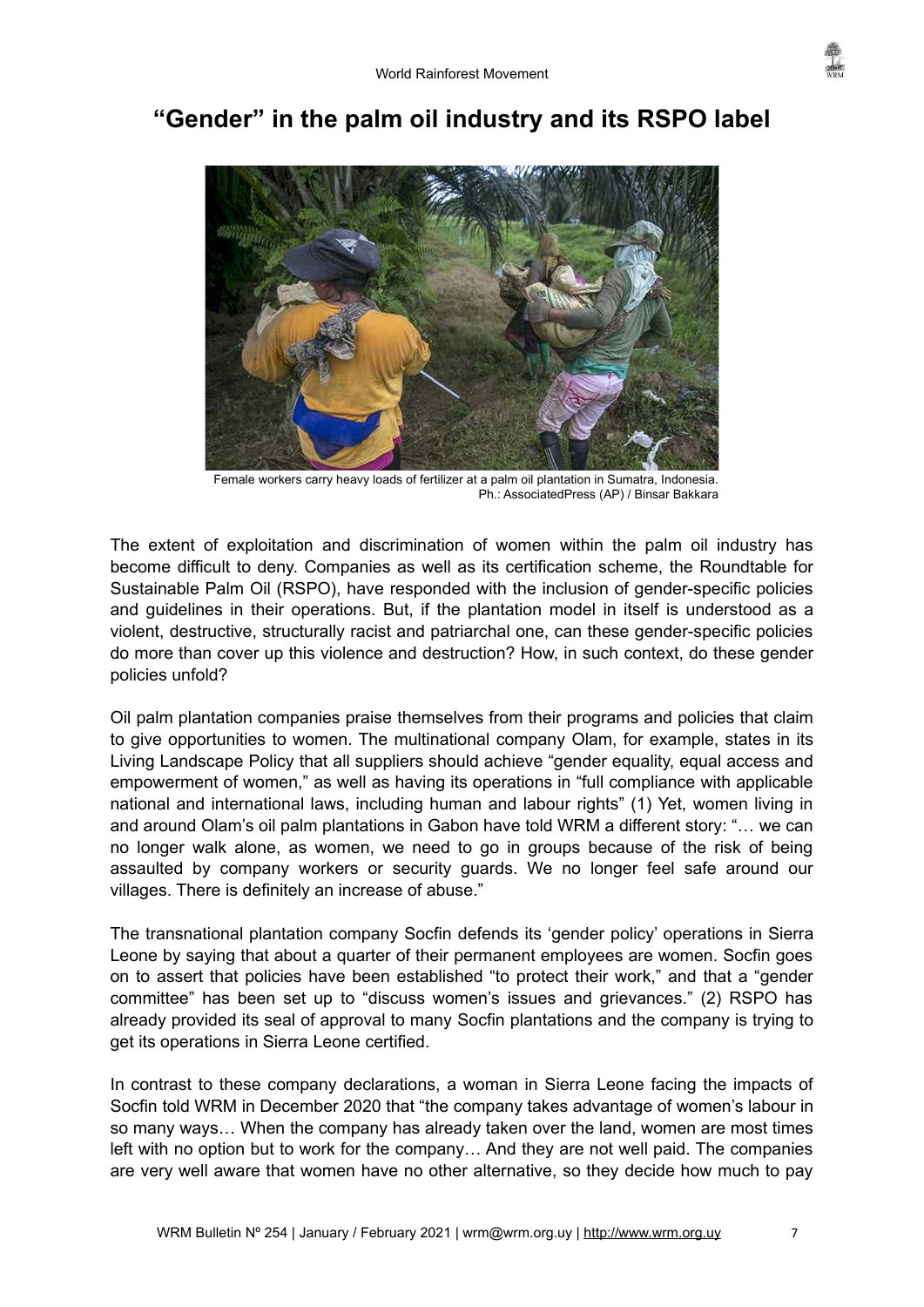# “Gender” in the palm oil industry and its RSPO label

Female workers carry heavy loads of fertilizer at a palm oil plantation in Sumatra, Indonesia. Ph.: AssociatedPress (AP) / Binsar Bakkara

The extent of exploitation and discrimination of women within the palm oil industry has become difficult to deny. Companies as well as its certification scheme, the Roundtable for Sustainable Palm Oil (RSPO), have responded with the inclusion of gender-specific policies and guidelines in their operations. But, if the plantation model in itself is understood as a violent, destructive, structurally racist and patriarchal one, can these gender-specific policies do more than cover up this violence and destruction? How, in such context, do these gender policies unfold?

Oil palm plantation companies praise themselves from their programs and policies that claim to give opportunities to women. The multinational company Olam, for example, states in its Living Landscape Policy that all suppliers should achieve “gender equality, equal access and empowerment of women,” as well as having its operations in “full compliance with applicable national and international laws, including human and labour rights” (1) Yet, women living in and around Olam’s oil palm plantations in Gabon have told WRM a different story: “… we can no longer walk alone, as women, we need to go in groups because of the risk of being assaulted by company workers or security guards. We no longer feel safe around our villages. There is definitely an increase of abuse.”

The transnational plantation company Socfin defends its ‘gender policy’ operations in Sierra Leone by saying that about a quarter of their permanent employees are women. Socfin goes on to assert that policies have been established “to protect their work,” and that a “gender committee” has been set up to “discuss women’s issues and grievances.” (2) RSPO has already provided its seal of approval to many Socfin plantations and the company is trying to get its operations in Sierra Leone certified.

In contrast to these company declarations, a woman in Sierra Leone facing the impacts of Socfin told WRM in December 2020 that “the company takes advantage of women’s labour in so many ways… When the company has already taken over the land, women are most times left with no option but to work for the company… And they are not well paid. The companies are very well aware that women have no other alternative, so they decide how much to pay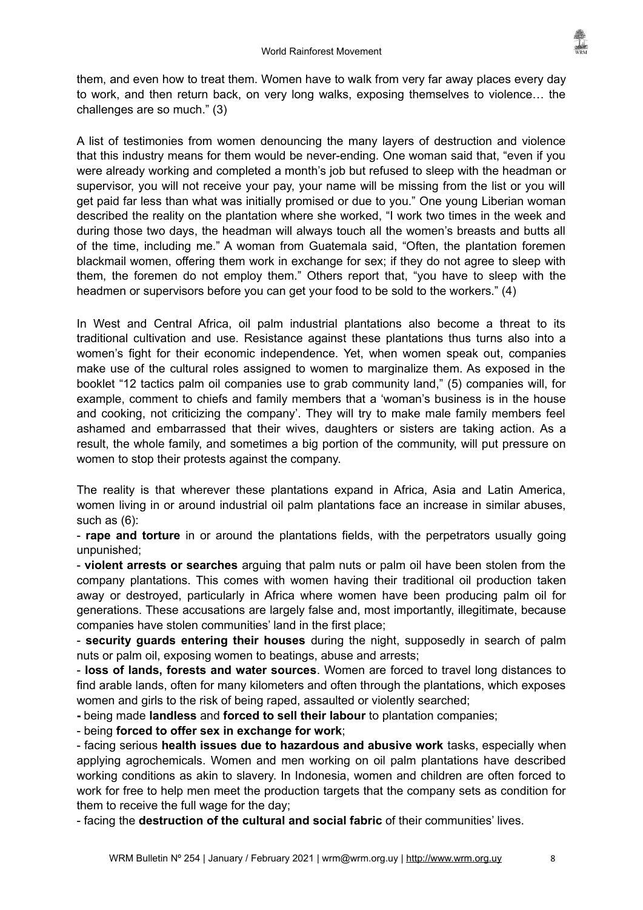them, and even how to treat them. Women have to walk from very far away places every day to work, and then return back, on very long walks, exposing themselves to violence… the challenges are so much." (3)

A list of testimonies from women denouncing the many layers of destruction and violence that this industry means for them would be never-ending. One woman said that, "even if you were already working and completed a month's job but refused to sleep with the headman or supervisor, you will not receive your pay, your name will be missing from the list or you will get paid far less than what was initially promised or due to you." One young Liberian woman described the reality on the plantation where she worked, "I work two times in the week and during those two days, the headman will always touch all the women's breasts and butts all of the time, including me." A woman from Guatemala said, "Often, the plantation foremen blackmail women, offering them work in exchange for sex; if they do not agree to sleep with them, the foremen do not employ them." Others report that, "you have to sleep with the headmen or supervisors before you can get your food to be sold to the workers." (4)

In West and Central Africa, oil palm industrial plantations also become a threat to its traditional cultivation and use. Resistance against these plantations thus turns also into a women's fight for their economic independence. Yet, when women speak out, companies make use of the cultural roles assigned to women to marginalize them. As exposed in the booklet "12 tactics palm oil companies use to grab community land," (5) companies will, for example, comment to chiefs and family members that a 'woman's business is in the house and cooking, not criticizing the company'. They will try to make male family members feel ashamed and embarrassed that their wives, daughters or sisters are taking action. As a result, the whole family, and sometimes a big portion of the community, will put pressure on women to stop their protests against the company.

The reality is that wherever these plantations expand in Africa, Asia and Latin America, women living in or around industrial oil palm plantations face an increase in similar abuses, such as (6):

- **rape and torture** in or around the plantations fields, with the perpetrators usually going unpunished;
- **violent arrests or searches** arguing that palm nuts or palm oil have been stolen from the company plantations. This comes with women having their traditional oil production taken away or destroyed, particularly in Africa where women have been producing palm oil for generations. These accusations are largely false and, most importantly, illegitimate, because companies have stolen communities' land in the first place;
- **security guards entering their houses** during the night, supposedly in search of palm nuts or palm oil, exposing women to beatings, abuse and arrests;
- **loss of lands, forests and water sources**. Women are forced to travel long distances to find arable lands, often for many kilometers and often through the plantations, which exposes women and girls to the risk of being raped, assaulted or violently searched;
- being made **landless** and **forced to sell their labour** to plantation companies;
- being **forced to offer sex in exchange for work**;
- facing serious **health issues due to hazardous and abusive work** tasks, especially when applying agrochemicals. Women and men working on oil palm plantations have described working conditions as akin to slavery. In Indonesia, women and children are often forced to work for free to help men meet the production targets that the company sets as condition for them to receive the full wage for the day;
- facing the **destruction of the cultural and social fabric** of their communities' lives.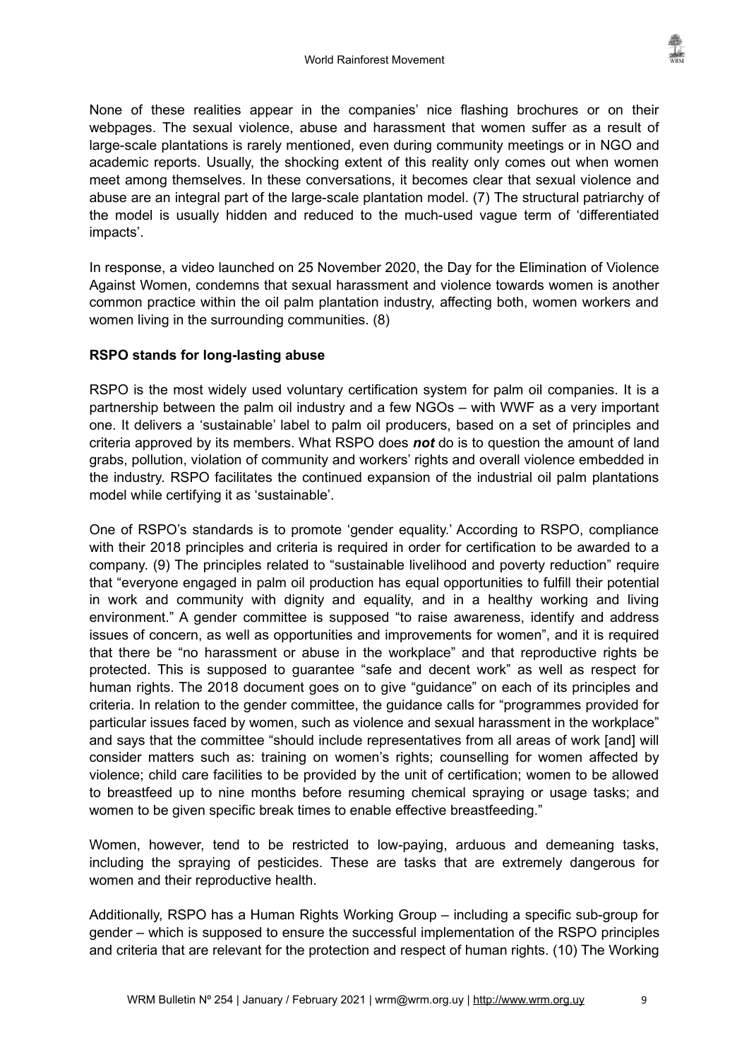None of these realities appear in the companies' nice flashing brochures or on their webpages. The sexual violence, abuse and harassment that women suffer as a result of large-scale plantations is rarely mentioned, even during community meetings or in NGO and academic reports. Usually, the shocking extent of this reality only comes out when women meet among themselves. In these conversations, it becomes clear that sexual violence and abuse are an integral part of the large-scale plantation model. (7) The structural patriarchy of the model is usually hidden and reduced to the much-used vague term of 'differentiated impacts'.

In response, a video launched on 25 November 2020, the Day for the Elimination of Violence Against Women, condemns that sexual harassment and violence towards women is another common practice within the oil palm plantation industry, affecting both, women workers and women living in the surrounding communities. (8)

**RSPO stands for long-lasting abuse**

RSPO is the most widely used voluntary certification system for palm oil companies. It is a partnership between the palm oil industry and a few NGOs – with WWF as a very important one. It delivers a 'sustainable' label to palm oil producers, based on a set of principles and criteria approved by its members. What RSPO does ***not*** do is to question the amount of land grabs, pollution, violation of community and workers' rights and overall violence embedded in the industry. RSPO facilitates the continued expansion of the industrial oil palm plantations model while certifying it as 'sustainable'.

One of RSPO's standards is to promote 'gender equality.' According to RSPO, compliance with their 2018 principles and criteria is required in order for certification to be awarded to a company. (9) The principles related to "sustainable livelihood and poverty reduction" require that "everyone engaged in palm oil production has equal opportunities to fulfill their potential in work and community with dignity and equality, and in a healthy working and living environment." A gender committee is supposed "to raise awareness, identify and address issues of concern, as well as opportunities and improvements for women", and it is required that there be "no harassment or abuse in the workplace" and that reproductive rights be protected. This is supposed to guarantee "safe and decent work" as well as respect for human rights. The 2018 document goes on to give "guidance" on each of its principles and criteria. In relation to the gender committee, the guidance calls for "programmes provided for particular issues faced by women, such as violence and sexual harassment in the workplace" and says that the committee "should include representatives from all areas of work [and] will consider matters such as: training on women's rights; counselling for women affected by violence; child care facilities to be provided by the unit of certification; women to be allowed to breastfeed up to nine months before resuming chemical spraying or usage tasks; and women to be given specific break times to enable effective breastfeeding."

Women, however, tend to be restricted to low-paying, arduous and demeaning tasks, including the spraying of pesticides. These are tasks that are extremely dangerous for women and their reproductive health.

Additionally, RSPO has a Human Rights Working Group – including a specific sub-group for gender – which is supposed to ensure the successful implementation of the RSPO principles and criteria that are relevant for the protection and respect of human rights. (10) The Working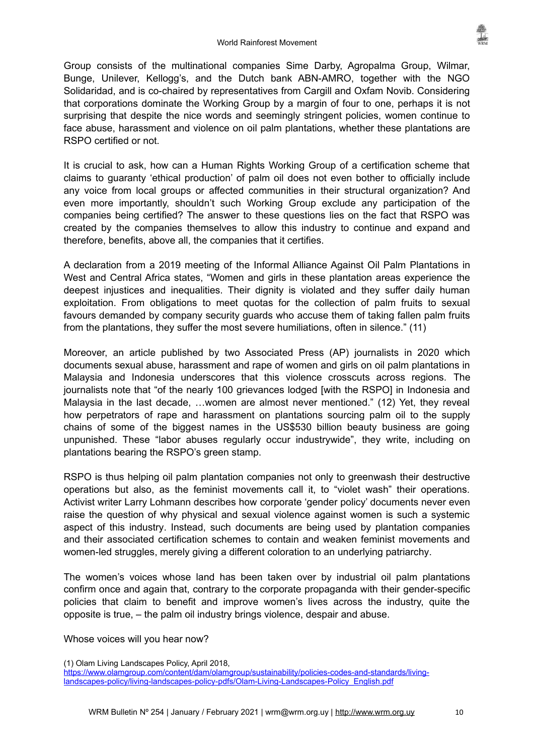Group consists of the multinational companies Sime Darby, Agropalma Group, Wilmar, Bunge, Unilever, Kellogg's, and the Dutch bank ABN-AMRO, together with the NGO Solidaridad, and is co-chaired by representatives from Cargill and Oxfam Novib. Considering that corporations dominate the Working Group by a margin of four to one, perhaps it is not surprising that despite the nice words and seemingly stringent policies, women continue to face abuse, harassment and violence on oil palm plantations, whether these plantations are RSPO certified or not.

It is crucial to ask, how can a Human Rights Working Group of a certification scheme that claims to guaranty 'ethical production' of palm oil does not even bother to officially include any voice from local groups or affected communities in their structural organization? And even more importantly, shouldn't such Working Group exclude any participation of the companies being certified? The answer to these questions lies on the fact that RSPO was created by the companies themselves to allow this industry to continue and expand and therefore, benefits, above all, the companies that it certifies.

A declaration from a 2019 meeting of the Informal Alliance Against Oil Palm Plantations in West and Central Africa states, "Women and girls in these plantation areas experience the deepest injustices and inequalities. Their dignity is violated and they suffer daily human exploitation. From obligations to meet quotas for the collection of palm fruits to sexual favours demanded by company security guards who accuse them of taking fallen palm fruits from the plantations, they suffer the most severe humiliations, often in silence." (11)

Moreover, an article published by two Associated Press (AP) journalists in 2020 which documents sexual abuse, harassment and rape of women and girls on oil palm plantations in Malaysia and Indonesia underscores that this violence crosscuts across regions. The journalists note that "of the nearly 100 grievances lodged [with the RSPO] in Indonesia and Malaysia in the last decade, …women are almost never mentioned." (12) Yet, they reveal how perpetrators of rape and harassment on plantations sourcing palm oil to the supply chains of some of the biggest names in the US$530 billion beauty business are going unpunished. These "labor abuses regularly occur industrywide", they write, including on plantations bearing the RSPO's green stamp.

RSPO is thus helping oil palm plantation companies not only to greenwash their destructive operations but also, as the feminist movements call it, to "violet wash" their operations. Activist writer Larry Lohmann describes how corporate 'gender policy' documents never even raise the question of why physical and sexual violence against women is such a systemic aspect of this industry. Instead, such documents are being used by plantation companies and their associated certification schemes to contain and weaken feminist movements and women-led struggles, merely giving a different coloration to an underlying patriarchy.

The women's voices whose land has been taken over by industrial oil palm plantations confirm once and again that, contrary to the corporate propaganda with their gender-specific policies that claim to benefit and improve women's lives across the industry, quite the opposite is true, – the palm oil industry brings violence, despair and abuse.

Whose voices will you hear now?

(1) Olam Living Landscapes Policy, April 2018, https://www.olamgroup.com/content/dam/olamgroup/sustainability/policies-codes-and-standards/living-landscapes-policy/living-landscapes-policy-pdfs/Olam-Living-Landscapes-Policy_English.pdf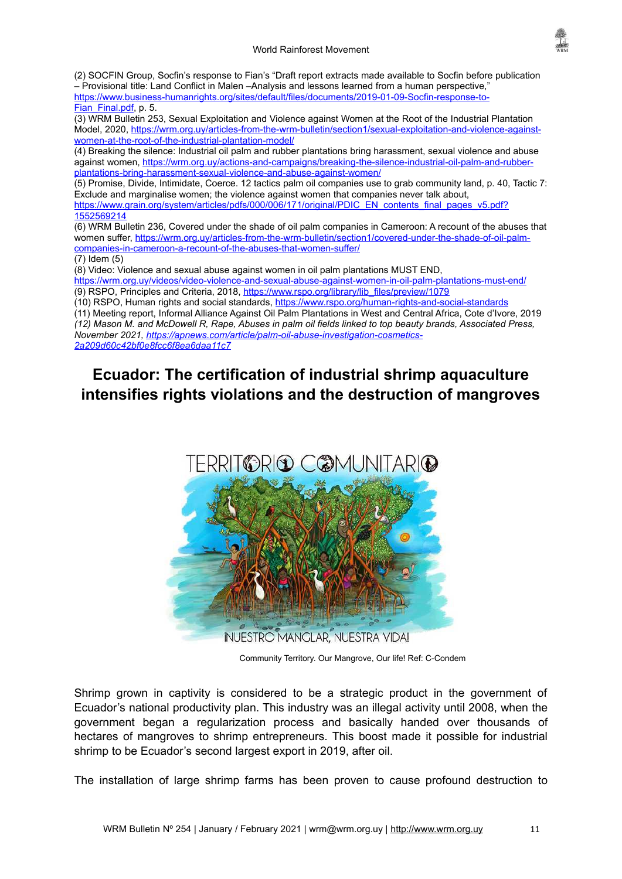(2) SOCFIN Group, Socfin's response to Fian's "Draft report extracts made available to Socfin before publication – Provisional title: Land Conflict in Malen –Analysis and lessons learned from a human perspective," https://www.business-humanrights.org/sites/default/files/documents/2019-01-09-Socfin-response-to-Fian_Final.pdf, p. 5.
(3) WRM Bulletin 253, Sexual Exploitation and Violence against Women at the Root of the Industrial Plantation Model, 2020, https://wrm.org.uy/articles-from-the-wrm-bulletin/section1/sexual-exploitation-and-violence-against-women-at-the-root-of-the-industrial-plantation-model/
(4) Breaking the silence: Industrial oil palm and rubber plantations bring harassment, sexual violence and abuse against women, https://wrm.org.uy/actions-and-campaigns/breaking-the-silence-industrial-oil-palm-and-rubber-plantations-bring-harassment-sexual-violence-and-abuse-against-women/
(5) Promise, Divide, Intimidate, Coerce. 12 tactics palm oil companies use to grab community land, p. 40, Tactic 7: Exclude and marginalise women; the violence against women that companies never talk about, https://www.grain.org/system/articles/pdfs/000/006/171/original/PDIC_EN_contents_final_pages_v5.pdf?1552569214
(6) WRM Bulletin 236, Covered under the shade of oil palm companies in Cameroon: A recount of the abuses that women suffer, https://wrm.org.uy/articles-from-the-wrm-bulletin/section1/covered-under-the-shade-of-oil-palm-companies-in-cameroon-a-recount-of-the-abuses-that-women-suffer/
(7) Idem (5)
(8) Video: Violence and sexual abuse against women in oil palm plantations MUST END, https://wrm.org.uy/videos/video-violence-and-sexual-abuse-against-women-in-oil-palm-plantations-must-end/
(9) RSPO, Principles and Criteria, 2018, https://www.rspo.org/library/lib_files/preview/1079
(10) RSPO, Human rights and social standards, https://www.rspo.org/human-rights-and-social-standards
(11) Meeting report, Informal Alliance Against Oil Palm Plantations in West and Central Africa, Cote d'Ivore, 2019
*(12) Mason M. and McDowell R, Rape, Abuses in palm oil fields linked to top beauty brands, Associated Press, November 2021, https://apnews.com/article/palm-oil-abuse-investigation-cosmetics-2a209d60c42bf0e8fcc6f8ea6daa11c7*

# Ecuador: The certification of industrial shrimp aquaculture intensifies rights violations and the destruction of mangroves

Community Territory. Our Mangrove, Our life! Ref: C-Condem

Shrimp grown in captivity is considered to be a strategic product in the government of Ecuador's national productivity plan. This industry was an illegal activity until 2008, when the government began a regularization process and basically handed over thousands of hectares of mangroves to shrimp entrepreneurs. This boost made it possible for industrial shrimp to be Ecuador's second largest export in 2019, after oil.

The installation of large shrimp farms has been proven to cause profound destruction to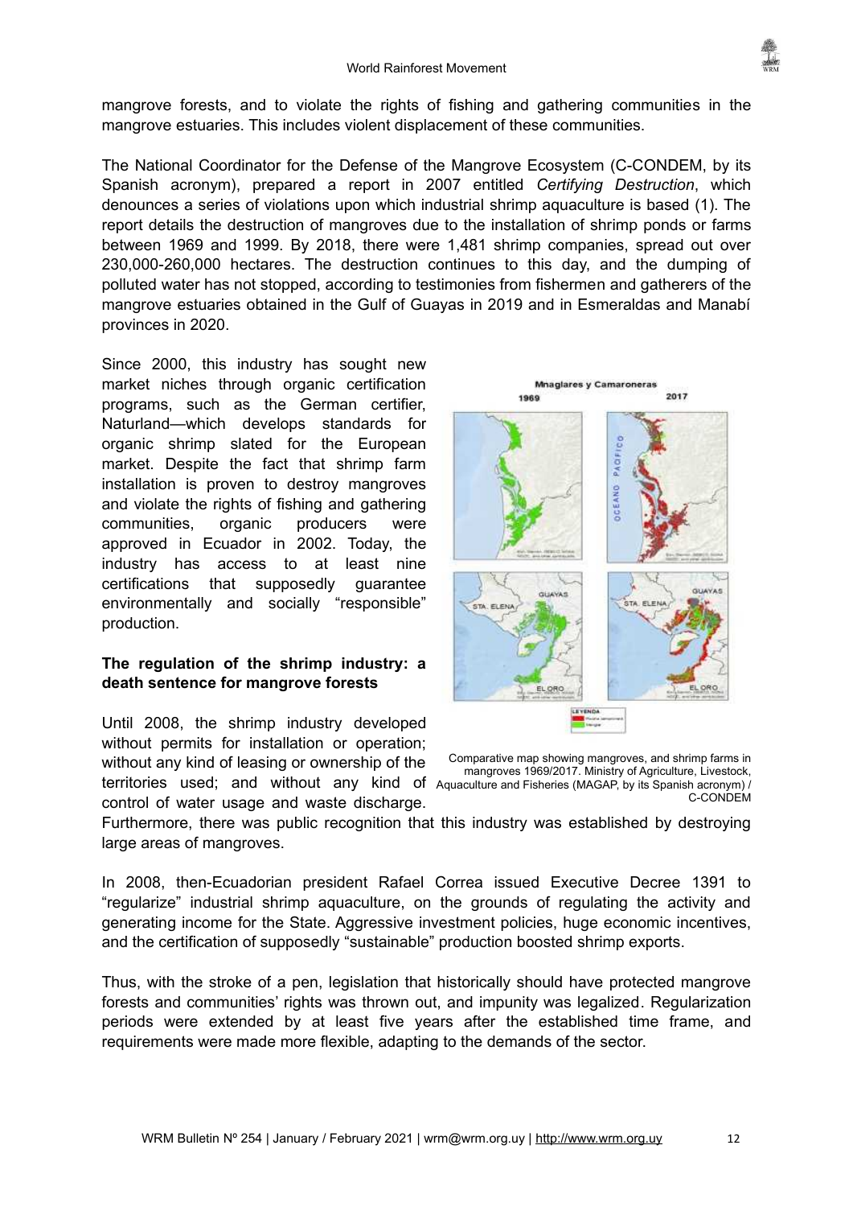mangrove forests, and to violate the rights of fishing and gathering communities in the mangrove estuaries. This includes violent displacement of these communities.

The National Coordinator for the Defense of the Mangrove Ecosystem (C-CONDEM, by its Spanish acronym), prepared a report in 2007 entitled *Certifying Destruction*, which denounces a series of violations upon which industrial shrimp aquaculture is based (1). The report details the destruction of mangroves due to the installation of shrimp ponds or farms between 1969 and 1999. By 2018, there were 1,481 shrimp companies, spread out over 230,000-260,000 hectares. The destruction continues to this day, and the dumping of polluted water has not stopped, according to testimonies from fishermen and gatherers of the mangrove estuaries obtained in the Gulf of Guayas in 2019 and in Esmeraldas and Manabí provinces in 2020.

Since 2000, this industry has sought new market niches through organic certification programs, such as the German certifier, Naturland—which develops standards for organic shrimp slated for the European market. Despite the fact that shrimp farm installation is proven to destroy mangroves and violate the rights of fishing and gathering communities, organic producers were approved in Ecuador in 2002. Today, the industry has access to at least nine certifications that supposedly guarantee environmentally and socially "responsible" production.

Comparative map showing mangroves, and shrimp farms in mangroves 1969/2017. Ministry of Agriculture, Livestock, Aquaculture and Fisheries (MAGAP, by its Spanish acronym) / C-CONDEM

### The regulation of the shrimp industry: a death sentence for mangrove forests

Until 2008, the shrimp industry developed without permits for installation or operation; without any kind of leasing or ownership of the territories used; and without any kind of control of water usage and waste discharge. Furthermore, there was public recognition that this industry was established by destroying large areas of mangroves.

In 2008, then-Ecuadorian president Rafael Correa issued Executive Decree 1391 to "regularize" industrial shrimp aquaculture, on the grounds of regulating the activity and generating income for the State. Aggressive investment policies, huge economic incentives, and the certification of supposedly "sustainable" production boosted shrimp exports.

Thus, with the stroke of a pen, legislation that historically should have protected mangrove forests and communities' rights was thrown out, and impunity was legalized. Regularization periods were extended by at least five years after the established time frame, and requirements were made more flexible, adapting to the demands of the sector.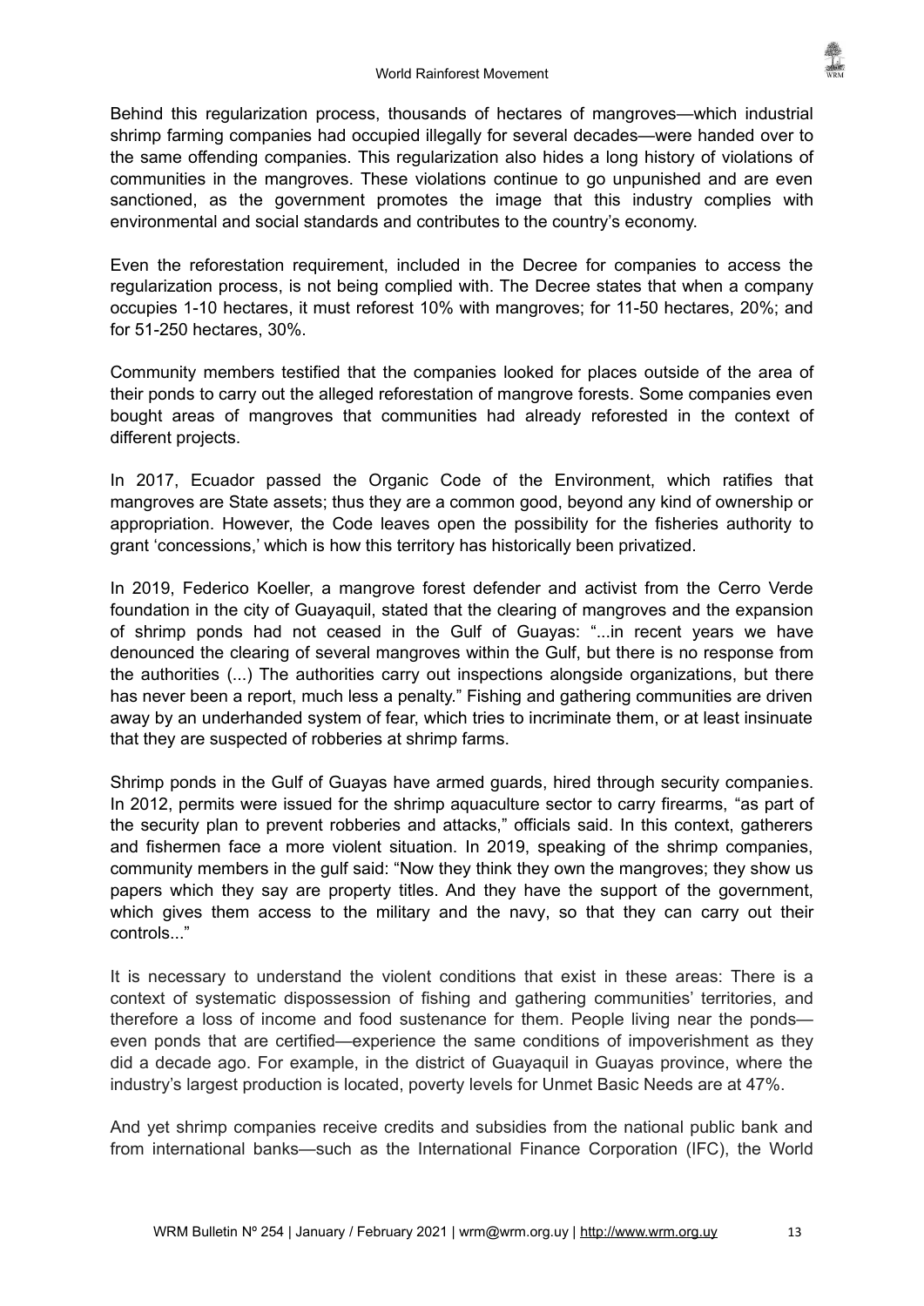Behind this regularization process, thousands of hectares of mangroves—which industrial shrimp farming companies had occupied illegally for several decades—were handed over to the same offending companies. This regularization also hides a long history of violations of communities in the mangroves. These violations continue to go unpunished and are even sanctioned, as the government promotes the image that this industry complies with environmental and social standards and contributes to the country's economy.

Even the reforestation requirement, included in the Decree for companies to access the regularization process, is not being complied with. The Decree states that when a company occupies 1-10 hectares, it must reforest 10% with mangroves; for 11-50 hectares, 20%; and for 51-250 hectares, 30%.

Community members testified that the companies looked for places outside of the area of their ponds to carry out the alleged reforestation of mangrove forests. Some companies even bought areas of mangroves that communities had already reforested in the context of different projects.

In 2017, Ecuador passed the Organic Code of the Environment, which ratifies that mangroves are State assets; thus they are a common good, beyond any kind of ownership or appropriation. However, the Code leaves open the possibility for the fisheries authority to grant 'concessions,' which is how this territory has historically been privatized.

In 2019, Federico Koeller, a mangrove forest defender and activist from the Cerro Verde foundation in the city of Guayaquil, stated that the clearing of mangroves and the expansion of shrimp ponds had not ceased in the Gulf of Guayas: "...in recent years we have denounced the clearing of several mangroves within the Gulf, but there is no response from the authorities (...) The authorities carry out inspections alongside organizations, but there has never been a report, much less a penalty." Fishing and gathering communities are driven away by an underhanded system of fear, which tries to incriminate them, or at least insinuate that they are suspected of robberies at shrimp farms.

Shrimp ponds in the Gulf of Guayas have armed guards, hired through security companies. In 2012, permits were issued for the shrimp aquaculture sector to carry firearms, "as part of the security plan to prevent robberies and attacks," officials said. In this context, gatherers and fishermen face a more violent situation. In 2019, speaking of the shrimp companies, community members in the gulf said: "Now they think they own the mangroves; they show us papers which they say are property titles. And they have the support of the government, which gives them access to the military and the navy, so that they can carry out their controls..."

It is necessary to understand the violent conditions that exist in these areas: There is a context of systematic dispossession of fishing and gathering communities' territories, and therefore a loss of income and food sustenance for them. People living near the ponds—even ponds that are certified—experience the same conditions of impoverishment as they did a decade ago. For example, in the district of Guayaquil in Guayas province, where the industry's largest production is located, poverty levels for Unmet Basic Needs are at 47%.

And yet shrimp companies receive credits and subsidies from the national public bank and from international banks—such as the International Finance Corporation (IFC), the World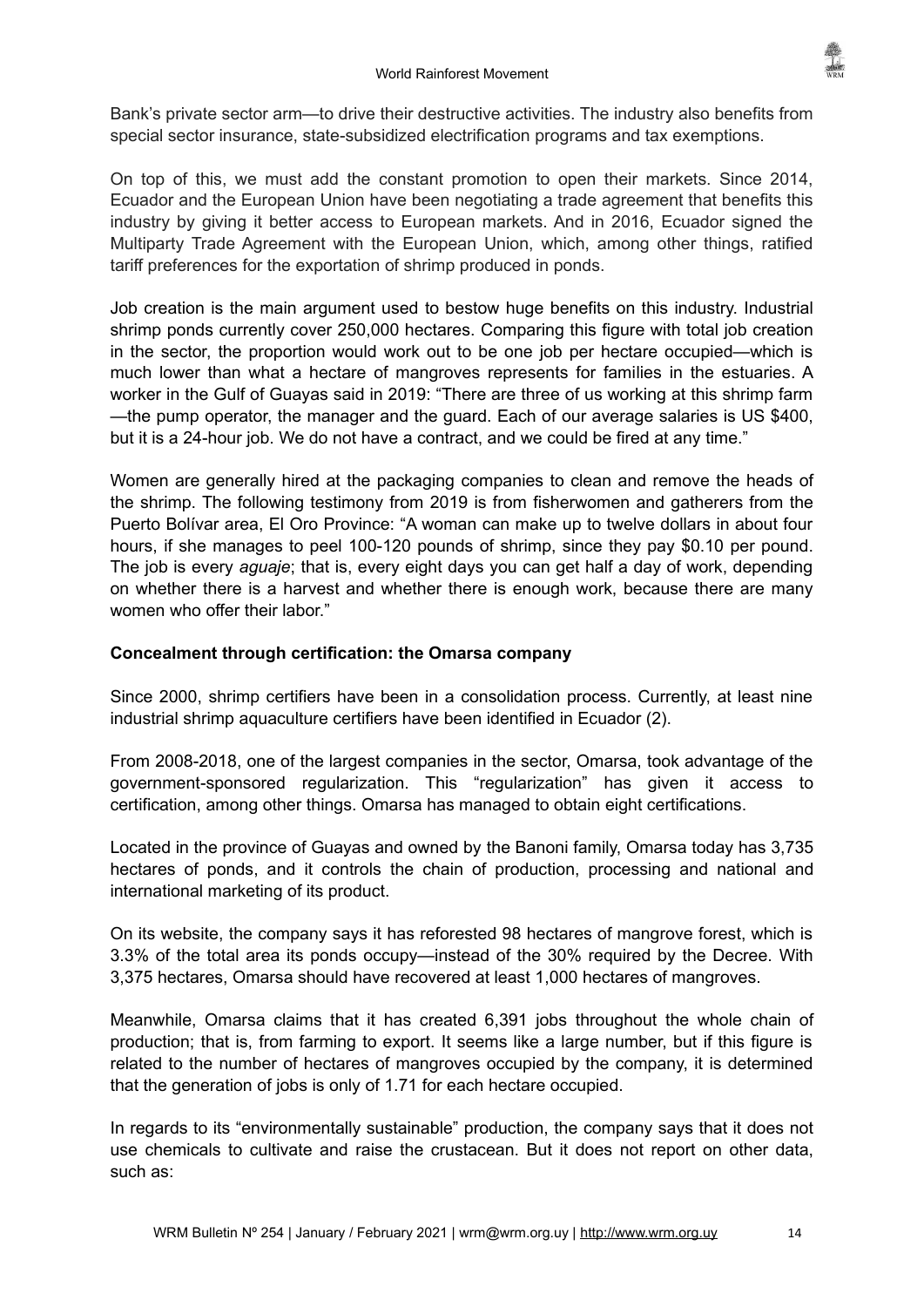Bank's private sector arm—to drive their destructive activities. The industry also benefits from special sector insurance, state-subsidized electrification programs and tax exemptions.

On top of this, we must add the constant promotion to open their markets. Since 2014, Ecuador and the European Union have been negotiating a trade agreement that benefits this industry by giving it better access to European markets. And in 2016, Ecuador signed the Multiparty Trade Agreement with the European Union, which, among other things, ratified tariff preferences for the exportation of shrimp produced in ponds.

Job creation is the main argument used to bestow huge benefits on this industry. Industrial shrimp ponds currently cover 250,000 hectares. Comparing this figure with total job creation in the sector, the proportion would work out to be one job per hectare occupied—which is much lower than what a hectare of mangroves represents for families in the estuaries. A worker in the Gulf of Guayas said in 2019: "There are three of us working at this shrimp farm—the pump operator, the manager and the guard. Each of our average salaries is US $400, but it is a 24-hour job. We do not have a contract, and we could be fired at any time."

Women are generally hired at the packaging companies to clean and remove the heads of the shrimp. The following testimony from 2019 is from fisherwomen and gatherers from the Puerto Bolívar area, El Oro Province: "A woman can make up to twelve dollars in about four hours, if she manages to peel 100-120 pounds of shrimp, since they pay $0.10 per pound. The job is every *aguaje*; that is, every eight days you can get half a day of work, depending on whether there is a harvest and whether there is enough work, because there are many women who offer their labor."

**Concealment through certification: the Omarsa company**

Since 2000, shrimp certifiers have been in a consolidation process. Currently, at least nine industrial shrimp aquaculture certifiers have been identified in Ecuador (2).

From 2008-2018, one of the largest companies in the sector, Omarsa, took advantage of the government-sponsored regularization. This "regularization" has given it access to certification, among other things. Omarsa has managed to obtain eight certifications.

Located in the province of Guayas and owned by the Banoni family, Omarsa today has 3,735 hectares of ponds, and it controls the chain of production, processing and national and international marketing of its product.

On its website, the company says it has reforested 98 hectares of mangrove forest, which is 3.3% of the total area its ponds occupy—instead of the 30% required by the Decree. With 3,375 hectares, Omarsa should have recovered at least 1,000 hectares of mangroves.

Meanwhile, Omarsa claims that it has created 6,391 jobs throughout the whole chain of production; that is, from farming to export. It seems like a large number, but if this figure is related to the number of hectares of mangroves occupied by the company, it is determined that the generation of jobs is only of 1.71 for each hectare occupied.

In regards to its "environmentally sustainable" production, the company says that it does not use chemicals to cultivate and raise the crustacean. But it does not report on other data, such as: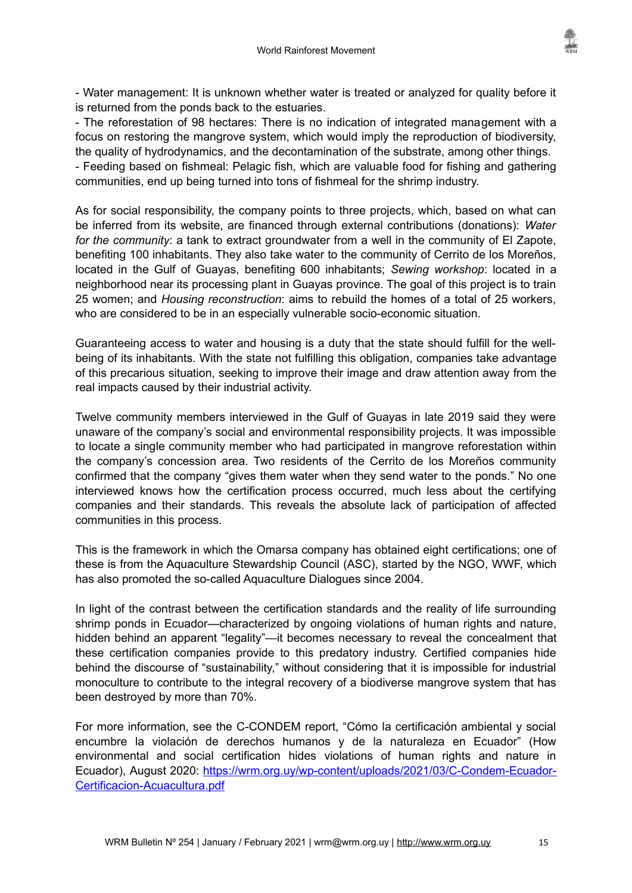- Water management: It is unknown whether water is treated or analyzed for quality before it is returned from the ponds back to the estuaries.
- The reforestation of 98 hectares: There is no indication of integrated management with a focus on restoring the mangrove system, which would imply the reproduction of biodiversity, the quality of hydrodynamics, and the decontamination of the substrate, among other things.
- Feeding based on fishmeal: Pelagic fish, which are valuable food for fishing and gathering communities, end up being turned into tons of fishmeal for the shrimp industry.

As for social responsibility, the company points to three projects, which, based on what can be inferred from its website, are financed through external contributions (donations): *Water for the community*: a tank to extract groundwater from a well in the community of El Zapote, benefiting 100 inhabitants. They also take water to the community of Cerrito de los Moreños, located in the Gulf of Guayas, benefiting 600 inhabitants; *Sewing workshop*: located in a neighborhood near its processing plant in Guayas province. The goal of this project is to train 25 women; and *Housing reconstruction*: aims to rebuild the homes of a total of 25 workers, who are considered to be in an especially vulnerable socio-economic situation.

Guaranteeing access to water and housing is a duty that the state should fulfill for the well-being of its inhabitants. With the state not fulfilling this obligation, companies take advantage of this precarious situation, seeking to improve their image and draw attention away from the real impacts caused by their industrial activity.

Twelve community members interviewed in the Gulf of Guayas in late 2019 said they were unaware of the company's social and environmental responsibility projects. It was impossible to locate a single community member who had participated in mangrove reforestation within the company's concession area. Two residents of the Cerrito de los Moreños community confirmed that the company "gives them water when they send water to the ponds." No one interviewed knows how the certification process occurred, much less about the certifying companies and their standards. This reveals the absolute lack of participation of affected communities in this process.

This is the framework in which the Omarsa company has obtained eight certifications; one of these is from the Aquaculture Stewardship Council (ASC), started by the NGO, WWF, which has also promoted the so-called Aquaculture Dialogues since 2004.

In light of the contrast between the certification standards and the reality of life surrounding shrimp ponds in Ecuador—characterized by ongoing violations of human rights and nature, hidden behind an apparent "legality"—it becomes necessary to reveal the concealment that these certification companies provide to this predatory industry. Certified companies hide behind the discourse of "sustainability," without considering that it is impossible for industrial monoculture to contribute to the integral recovery of a biodiverse mangrove system that has been destroyed by more than 70%.

For more information, see the C-CONDEM report, "Cómo la certificación ambiental y social encumbre la violación de derechos humanos y de la naturaleza en Ecuador" (How environmental and social certification hides violations of human rights and nature in Ecuador), August 2020: [https://wrm.org.uy/wp-content/uploads/2021/03/C-Condem-Ecuador-Certificacion-Acuacultura.pdf](https://wrm.org.uy/wp-content/uploads/2021/03/C-Condem-Ecuador-Certificacion-Acuacultura.pdf)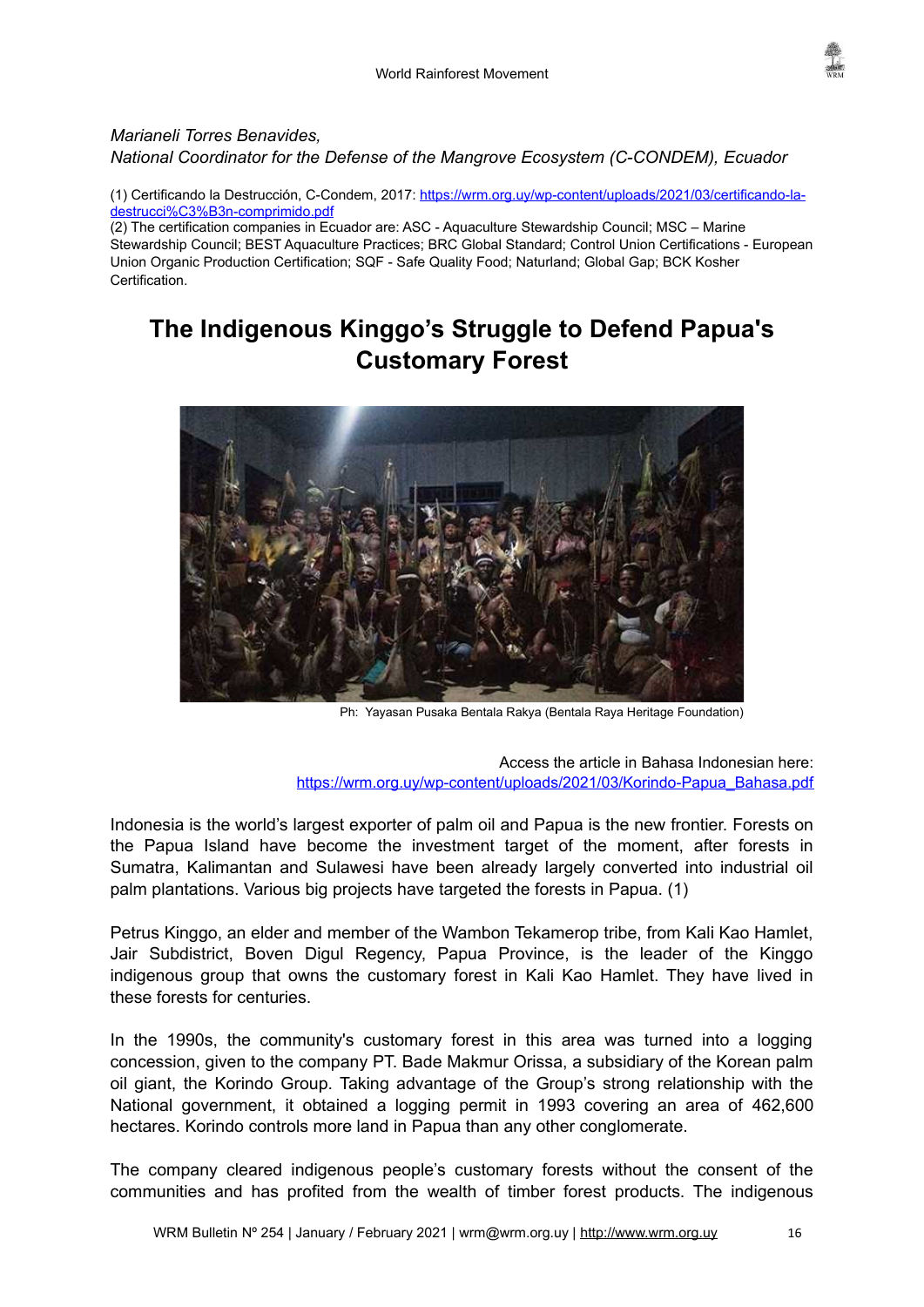*Marianeli Torres Benavides,*
*National Coordinator for the Defense of the Mangrove Ecosystem (C-CONDEM), Ecuador*

(1) Certificando la Destrucción, C-Condem, 2017: https://wrm.org.uy/wp-content/uploads/2021/03/certificando-la-destrucci%C3%B3n-comprimido.pdf
(2) The certification companies in Ecuador are: ASC - Aquaculture Stewardship Council; MSC – Marine Stewardship Council; BEST Aquaculture Practices; BRC Global Standard; Control Union Certifications - European Union Organic Production Certification; SQF - Safe Quality Food; Naturland; Global Gap; BCK Kosher Certification.

# The Indigenous Kinggo's Struggle to Defend Papua's Customary Forest

Ph: Yayasan Pusaka Bentala Rakya (Bentala Raya Heritage Foundation)

Access the article in Bahasa Indonesian here: https://wrm.org.uy/wp-content/uploads/2021/03/Korindo-Papua_Bahasa.pdf

Indonesia is the world's largest exporter of palm oil and Papua is the new frontier. Forests on the Papua Island have become the investment target of the moment, after forests in Sumatra, Kalimantan and Sulawesi have been already largely converted into industrial oil palm plantations. Various big projects have targeted the forests in Papua. (1)

Petrus Kinggo, an elder and member of the Wambon Tekamerop tribe, from Kali Kao Hamlet, Jair Subdistrict, Boven Digul Regency, Papua Province, is the leader of the Kinggo indigenous group that owns the customary forest in Kali Kao Hamlet. They have lived in these forests for centuries.

In the 1990s, the community's customary forest in this area was turned into a logging concession, given to the company PT. Bade Makmur Orissa, a subsidiary of the Korean palm oil giant, the Korindo Group. Taking advantage of the Group's strong relationship with the National government, it obtained a logging permit in 1993 covering an area of 462,600 hectares. Korindo controls more land in Papua than any other conglomerate.

The company cleared indigenous people's customary forests without the consent of the communities and has profited from the wealth of timber forest products. The indigenous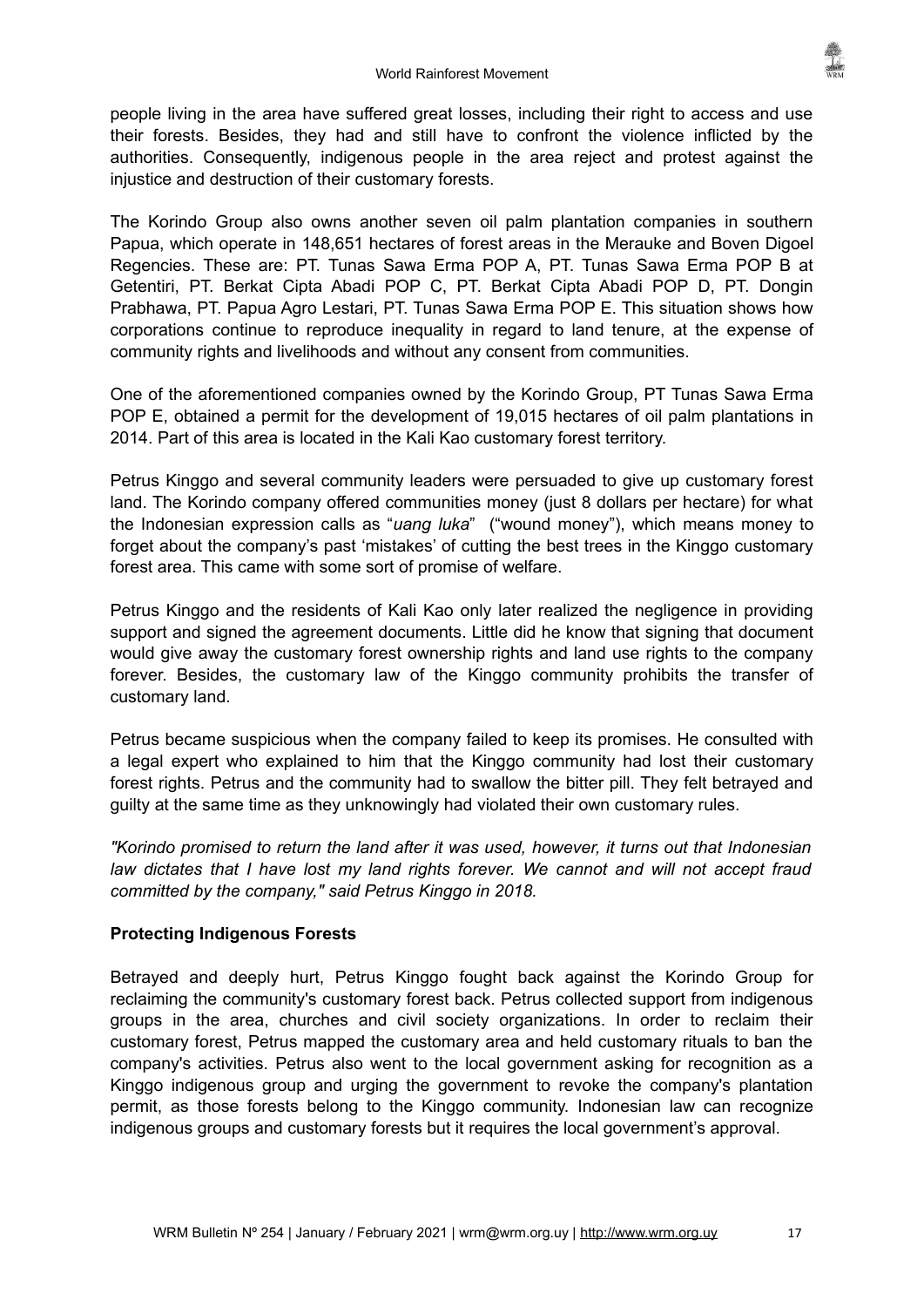people living in the area have suffered great losses, including their right to access and use their forests. Besides, they had and still have to confront the violence inflicted by the authorities. Consequently, indigenous people in the area reject and protest against the injustice and destruction of their customary forests.

The Korindo Group also owns another seven oil palm plantation companies in southern Papua, which operate in 148,651 hectares of forest areas in the Merauke and Boven Digoel Regencies. These are: PT. Tunas Sawa Erma POP A, PT. Tunas Sawa Erma POP B at Getentiri, PT. Berkat Cipta Abadi POP C, PT. Berkat Cipta Abadi POP D, PT. Dongin Prabhawa, PT. Papua Agro Lestari, PT. Tunas Sawa Erma POP E. This situation shows how corporations continue to reproduce inequality in regard to land tenure, at the expense of community rights and livelihoods and without any consent from communities.

One of the aforementioned companies owned by the Korindo Group, PT Tunas Sawa Erma POP E, obtained a permit for the development of 19,015 hectares of oil palm plantations in 2014. Part of this area is located in the Kali Kao customary forest territory.

Petrus Kinggo and several community leaders were persuaded to give up customary forest land. The Korindo company offered communities money (just 8 dollars per hectare) for what the Indonesian expression calls as "*uang luka*" ("wound money"), which means money to forget about the company's past 'mistakes' of cutting the best trees in the Kinggo customary forest area. This came with some sort of promise of welfare.

Petrus Kinggo and the residents of Kali Kao only later realized the negligence in providing support and signed the agreement documents. Little did he know that signing that document would give away the customary forest ownership rights and land use rights to the company forever. Besides, the customary law of the Kinggo community prohibits the transfer of customary land.

Petrus became suspicious when the company failed to keep its promises. He consulted with a legal expert who explained to him that the Kinggo community had lost their customary forest rights. Petrus and the community had to swallow the bitter pill. They felt betrayed and guilty at the same time as they unknowingly had violated their own customary rules.

*"Korindo promised to return the land after it was used, however, it turns out that Indonesian law dictates that I have lost my land rights forever. We cannot and will not accept fraud committed by the company," said Petrus Kinggo in 2018.*

**Protecting Indigenous Forests**

Betrayed and deeply hurt, Petrus Kinggo fought back against the Korindo Group for reclaiming the community's customary forest back. Petrus collected support from indigenous groups in the area, churches and civil society organizations. In order to reclaim their customary forest, Petrus mapped the customary area and held customary rituals to ban the company's activities. Petrus also went to the local government asking for recognition as a Kinggo indigenous group and urging the government to revoke the company's plantation permit, as those forests belong to the Kinggo community. Indonesian law can recognize indigenous groups and customary forests but it requires the local government's approval.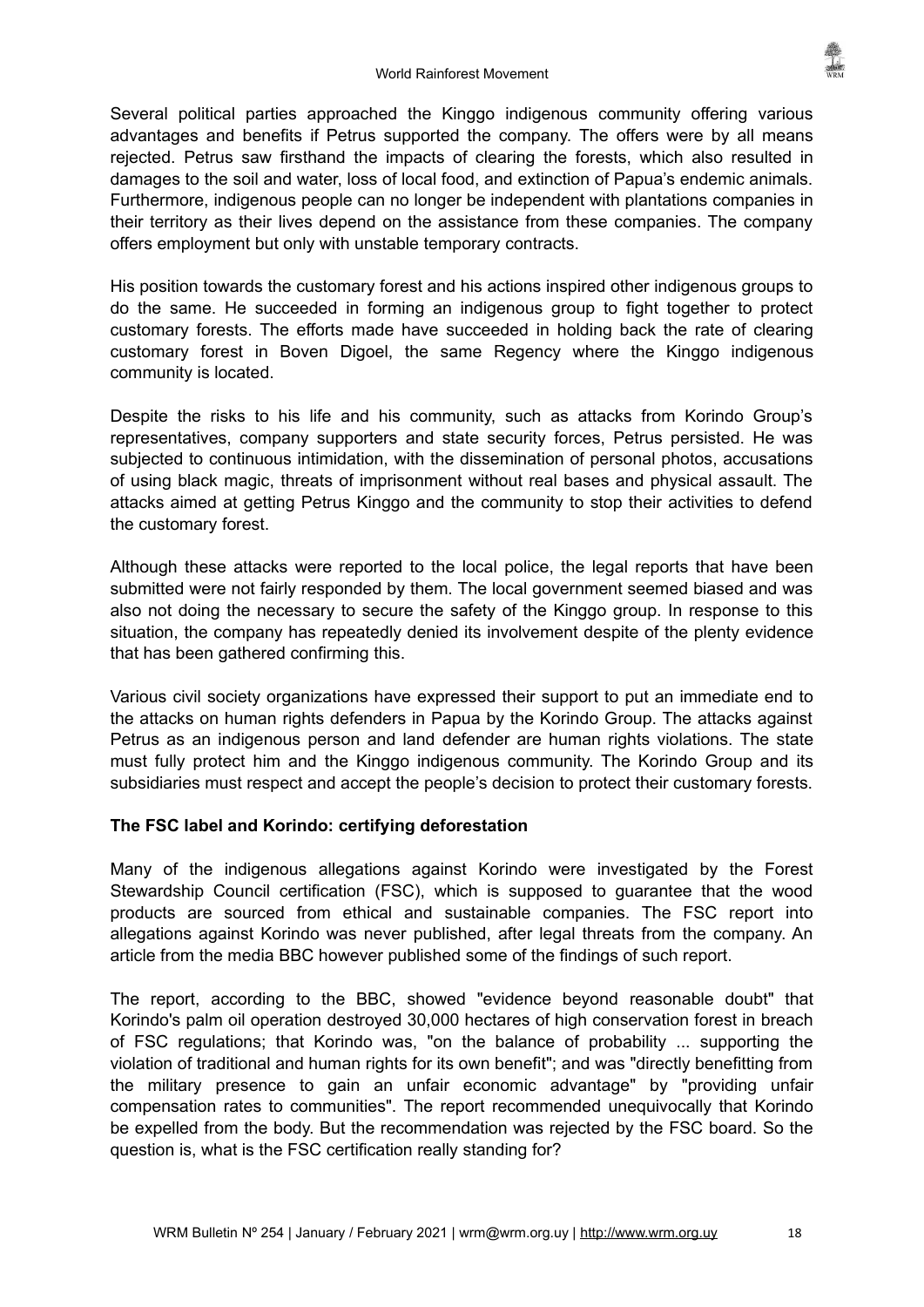Several political parties approached the Kinggo indigenous community offering various advantages and benefits if Petrus supported the company. The offers were by all means rejected. Petrus saw firsthand the impacts of clearing the forests, which also resulted in damages to the soil and water, loss of local food, and extinction of Papua's endemic animals. Furthermore, indigenous people can no longer be independent with plantations companies in their territory as their lives depend on the assistance from these companies. The company offers employment but only with unstable temporary contracts.

His position towards the customary forest and his actions inspired other indigenous groups to do the same. He succeeded in forming an indigenous group to fight together to protect customary forests. The efforts made have succeeded in holding back the rate of clearing customary forest in Boven Digoel, the same Regency where the Kinggo indigenous community is located.

Despite the risks to his life and his community, such as attacks from Korindo Group's representatives, company supporters and state security forces, Petrus persisted. He was subjected to continuous intimidation, with the dissemination of personal photos, accusations of using black magic, threats of imprisonment without real bases and physical assault. The attacks aimed at getting Petrus Kinggo and the community to stop their activities to defend the customary forest.

Although these attacks were reported to the local police, the legal reports that have been submitted were not fairly responded by them. The local government seemed biased and was also not doing the necessary to secure the safety of the Kinggo group. In response to this situation, the company has repeatedly denied its involvement despite of the plenty evidence that has been gathered confirming this.

Various civil society organizations have expressed their support to put an immediate end to the attacks on human rights defenders in Papua by the Korindo Group. The attacks against Petrus as an indigenous person and land defender are human rights violations. The state must fully protect him and the Kinggo indigenous community. The Korindo Group and its subsidiaries must respect and accept the people's decision to protect their customary forests.

**The FSC label and Korindo: certifying deforestation**

Many of the indigenous allegations against Korindo were investigated by the Forest Stewardship Council certification (FSC), which is supposed to guarantee that the wood products are sourced from ethical and sustainable companies. The FSC report into allegations against Korindo was never published, after legal threats from the company. An article from the media BBC however published some of the findings of such report.

The report, according to the BBC, showed "evidence beyond reasonable doubt" that Korindo's palm oil operation destroyed 30,000 hectares of high conservation forest in breach of FSC regulations; that Korindo was, "on the balance of probability ... supporting the violation of traditional and human rights for its own benefit"; and was "directly benefitting from the military presence to gain an unfair economic advantage" by "providing unfair compensation rates to communities". The report recommended unequivocally that Korindo be expelled from the body. But the recommendation was rejected by the FSC board. So the question is, what is the FSC certification really standing for?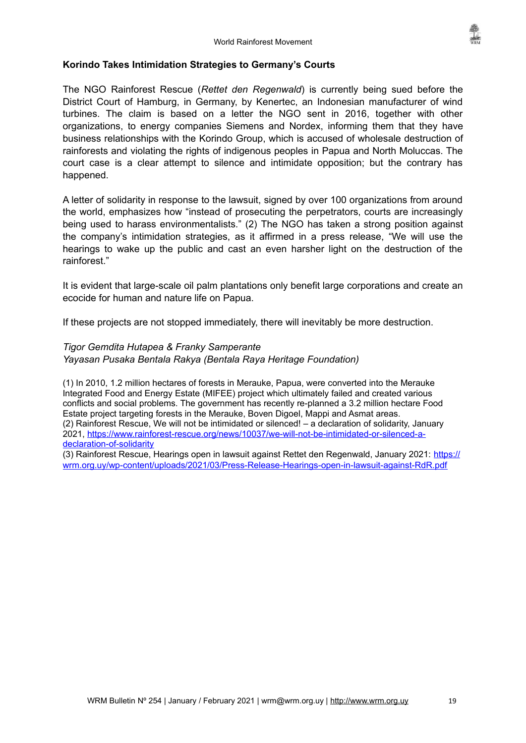### Korindo Takes Intimidation Strategies to Germany's Courts

The NGO Rainforest Rescue (*Rettet den Regenwald*) is currently being sued before the District Court of Hamburg, in Germany, by Kenertec, an Indonesian manufacturer of wind turbines. The claim is based on a letter the NGO sent in 2016, together with other organizations, to energy companies Siemens and Nordex, informing them that they have business relationships with the Korindo Group, which is accused of wholesale destruction of rainforests and violating the rights of indigenous peoples in Papua and North Moluccas. The court case is a clear attempt to silence and intimidate opposition; but the contrary has happened.

A letter of solidarity in response to the lawsuit, signed by over 100 organizations from around the world, emphasizes how "instead of prosecuting the perpetrators, courts are increasingly being used to harass environmentalists." (2) The NGO has taken a strong position against the company's intimidation strategies, as it affirmed in a press release, "We will use the hearings to wake up the public and cast an even harsher light on the destruction of the rainforest."

It is evident that large-scale oil palm plantations only benefit large corporations and create an ecocide for human and nature life on Papua.

If these projects are not stopped immediately, there will inevitably be more destruction.

*Tigor Gemdita Hutapea & Franky Samperante*
*Yayasan Pusaka Bentala Rakya (Bentala Raya Heritage Foundation)*

(1) In 2010, 1.2 million hectares of forests in Merauke, Papua, were converted into the Merauke Integrated Food and Energy Estate (MIFEE) project which ultimately failed and created various conflicts and social problems. The government has recently re-planned a 3.2 million hectare Food Estate project targeting forests in the Merauke, Boven Digoel, Mappi and Asmat areas.
(2) Rainforest Rescue, We will not be intimidated or silenced! – a declaration of solidarity, January 2021, https://www.rainforest-rescue.org/news/10037/we-will-not-be-intimidated-or-silenced-a-declaration-of-solidarity
(3) Rainforest Rescue, Hearings open in lawsuit against Rettet den Regenwald, January 2021: https://wrm.org.uy/wp-content/uploads/2021/03/Press-Release-Hearings-open-in-lawsuit-against-RdR.pdf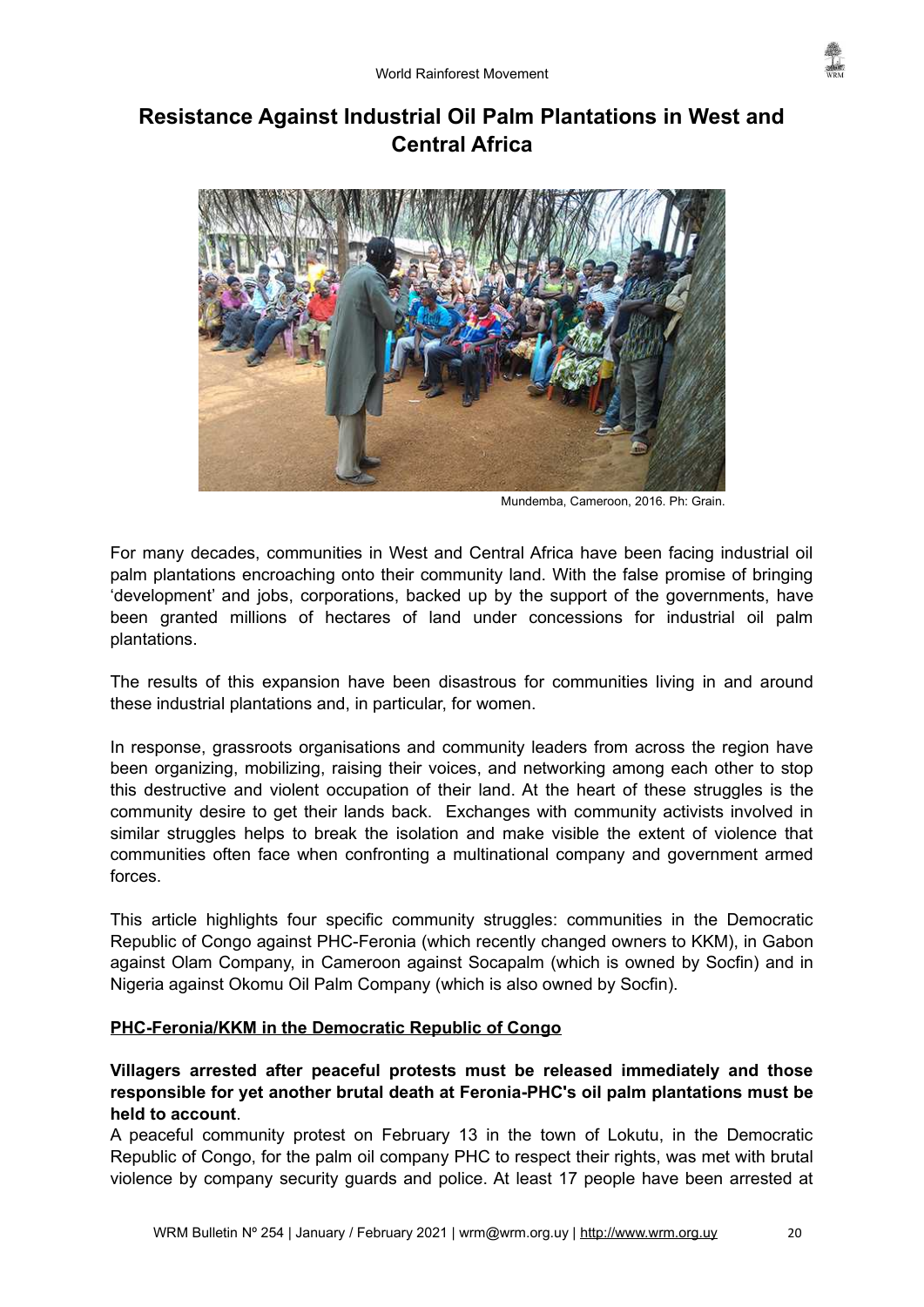# Resistance Against Industrial Oil Palm Plantations in West and Central Africa

Mundemba, Cameroon, 2016. Ph: Grain.

For many decades, communities in West and Central Africa have been facing industrial oil palm plantations encroaching onto their community land. With the false promise of bringing 'development' and jobs, corporations, backed up by the support of the governments, have been granted millions of hectares of land under concessions for industrial oil palm plantations.

The results of this expansion have been disastrous for communities living in and around these industrial plantations and, in particular, for women.

In response, grassroots organisations and community leaders from across the region have been organizing, mobilizing, raising their voices, and networking among each other to stop this destructive and violent occupation of their land. At the heart of these struggles is the community desire to get their lands back. Exchanges with community activists involved in similar struggles helps to break the isolation and make visible the extent of violence that communities often face when confronting a multinational company and government armed forces.

This article highlights four specific community struggles: communities in the Democratic Republic of Congo against PHC-Feronia (which recently changed owners to KKM), in Gabon against Olam Company, in Cameroon against Socapalm (which is owned by Socfin) and in Nigeria against Okomu Oil Palm Company (which is also owned by Socfin).

## PHC-Feronia/KKM in the Democratic Republic of Congo

**Villagers arrested after peaceful protests must be released immediately and those responsible for yet another brutal death at Feronia-PHC's oil palm plantations must be held to account**.

A peaceful community protest on February 13 in the town of Lokutu, in the Democratic Republic of Congo, for the palm oil company PHC to respect their rights, was met with brutal violence by company security guards and police. At least 17 people have been arrested at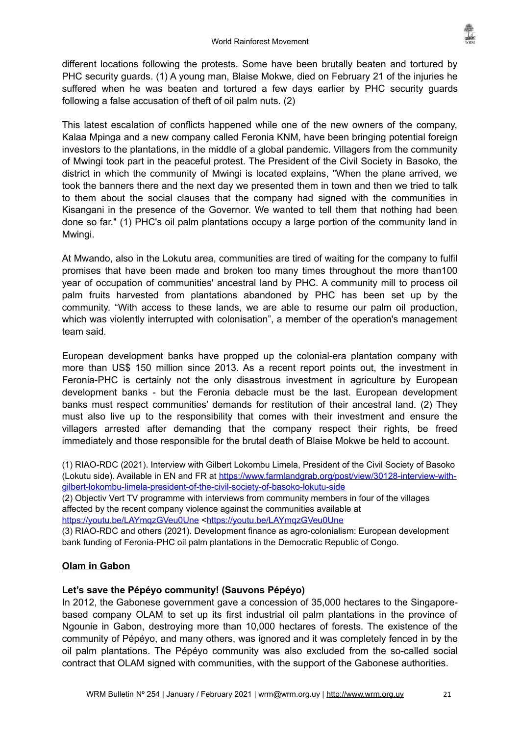different locations following the protests. Some have been brutally beaten and tortured by PHC security guards. (1) A young man, Blaise Mokwe, died on February 21 of the injuries he suffered when he was beaten and tortured a few days earlier by PHC security guards following a false accusation of theft of oil palm nuts. (2)

This latest escalation of conflicts happened while one of the new owners of the company, Kalaa Mpinga and a new company called Feronia KNM, have been bringing potential foreign investors to the plantations, in the middle of a global pandemic. Villagers from the community of Mwingi took part in the peaceful protest. The President of the Civil Society in Basoko, the district in which the community of Mwingi is located explains, "When the plane arrived, we took the banners there and the next day we presented them in town and then we tried to talk to them about the social clauses that the company had signed with the communities in Kisangani in the presence of the Governor. We wanted to tell them that nothing had been done so far." (1) PHC's oil palm plantations occupy a large portion of the community land in Mwingi.

At Mwando, also in the Lokutu area, communities are tired of waiting for the company to fulfil promises that have been made and broken too many times throughout the more than100 year of occupation of communities' ancestral land by PHC. A community mill to process oil palm fruits harvested from plantations abandoned by PHC has been set up by the community. "With access to these lands, we are able to resume our palm oil production, which was violently interrupted with colonisation", a member of the operation's management team said.

European development banks have propped up the colonial-era plantation company with more than US$ 150 million since 2013. As a recent report points out, the investment in Feronia-PHC is certainly not the only disastrous investment in agriculture by European development banks - but the Feronia debacle must be the last. European development banks must respect communities' demands for restitution of their ancestral land. (2) They must also live up to the responsibility that comes with their investment and ensure the villagers arrested after demanding that the company respect their rights, be freed immediately and those responsible for the brutal death of Blaise Mokwe be held to account.

(1) RIAO-RDC (2021). Interview with Gilbert Lokombu Limela, President of the Civil Society of Basoko (Lokutu side). Available in EN and FR at https://www.farmlandgrab.org/post/view/30128-interview-with-gilbert-lokombu-limela-president-of-the-civil-society-of-basoko-lokutu-side
(2) Objectiv Vert TV programme with interviews from community members in four of the villages affected by the recent company violence against the communities available at https://youtu.be/LAYmqzGVeu0Une <https://youtu.be/LAYmqzGVeu0Une
(3) RIAO-RDC and others (2021). Development finance as agro-colonialism: European development bank funding of Feronia-PHC oil palm plantations in the Democratic Republic of Congo.

## Olam in Gabon

### Let's save the Pépéyo community! (Sauvons Pépéyo)

In 2012, the Gabonese government gave a concession of 35,000 hectares to the Singapore-based company OLAM to set up its first industrial oil palm plantations in the province of Ngounie in Gabon, destroying more than 10,000 hectares of forests. The existence of the community of Pépéyo, and many others, was ignored and it was completely fenced in by the oil palm plantations. The Pépéyo community was also excluded from the so-called social contract that OLAM signed with communities, with the support of the Gabonese authorities.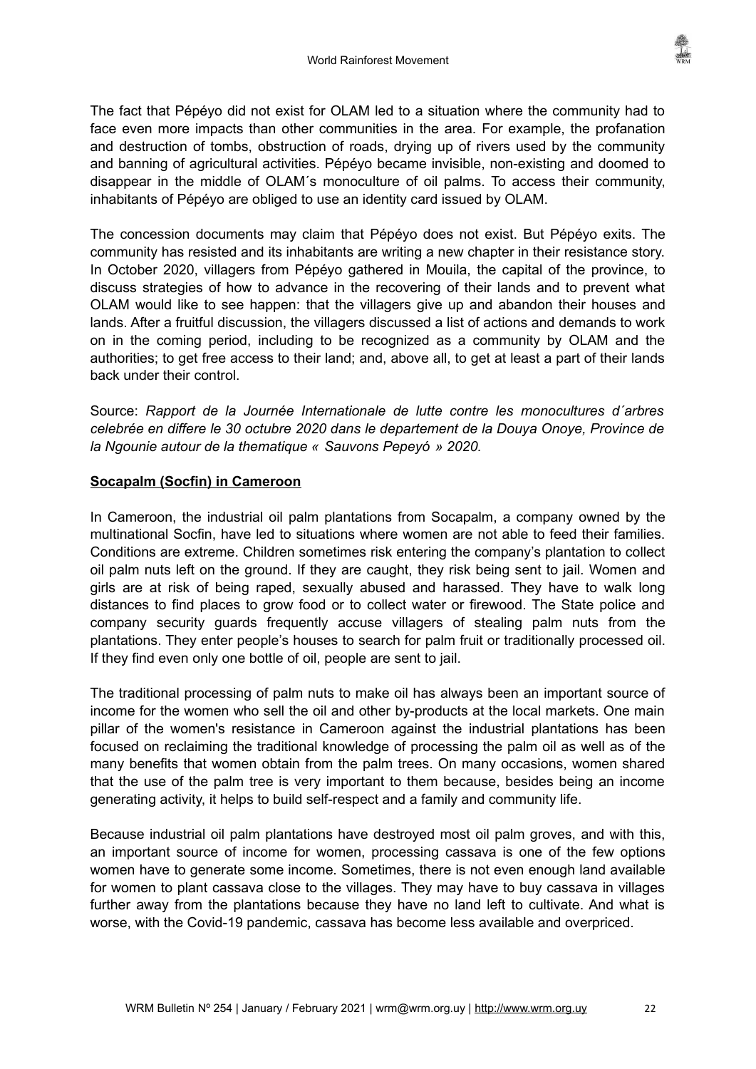The fact that Pépéyo did not exist for OLAM led to a situation where the community had to face even more impacts than other communities in the area. For example, the profanation and destruction of tombs, obstruction of roads, drying up of rivers used by the community and banning of agricultural activities. Pépéyo became invisible, non-existing and doomed to disappear in the middle of OLAM´s monoculture of oil palms. To access their community, inhabitants of Pépéyo are obliged to use an identity card issued by OLAM.

The concession documents may claim that Pépéyo does not exist. But Pépéyo exits. The community has resisted and its inhabitants are writing a new chapter in their resistance story. In October 2020, villagers from Pépéyo gathered in Mouila, the capital of the province, to discuss strategies of how to advance in the recovering of their lands and to prevent what OLAM would like to see happen: that the villagers give up and abandon their houses and lands. After a fruitful discussion, the villagers discussed a list of actions and demands to work on in the coming period, including to be recognized as a community by OLAM and the authorities; to get free access to their land; and, above all, to get at least a part of their lands back under their control.

Source: *Rapport de la Journée Internationale de lutte contre les monocultures d´arbres celebrée en differe le 30 octubre 2020 dans le departement de la Douya Onoye, Province de la Ngounie autour de la thematique « Sauvons Pepeyó » 2020.*

**Socapalm (Socfin) in Cameroon**

In Cameroon, the industrial oil palm plantations from Socapalm, a company owned by the multinational Socfin, have led to situations where women are not able to feed their families. Conditions are extreme. Children sometimes risk entering the company's plantation to collect oil palm nuts left on the ground. If they are caught, they risk being sent to jail. Women and girls are at risk of being raped, sexually abused and harassed. They have to walk long distances to find places to grow food or to collect water or firewood. The State police and company security guards frequently accuse villagers of stealing palm nuts from the plantations. They enter people's houses to search for palm fruit or traditionally processed oil. If they find even only one bottle of oil, people are sent to jail.

The traditional processing of palm nuts to make oil has always been an important source of income for the women who sell the oil and other by-products at the local markets. One main pillar of the women's resistance in Cameroon against the industrial plantations has been focused on reclaiming the traditional knowledge of processing the palm oil as well as of the many benefits that women obtain from the palm trees. On many occasions, women shared that the use of the palm tree is very important to them because, besides being an income generating activity, it helps to build self-respect and a family and community life.

Because industrial oil palm plantations have destroyed most oil palm groves, and with this, an important source of income for women, processing cassava is one of the few options women have to generate some income. Sometimes, there is not even enough land available for women to plant cassava close to the villages. They may have to buy cassava in villages further away from the plantations because they have no land left to cultivate. And what is worse, with the Covid-19 pandemic, cassava has become less available and overpriced.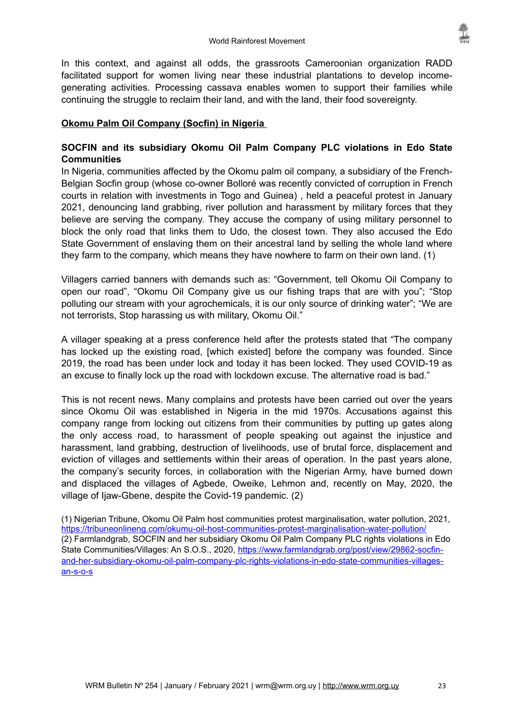In this context, and against all odds, the grassroots Cameroonian organization RADD facilitated support for women living near these industrial plantations to develop income-generating activities. Processing cassava enables women to support their families while continuing the struggle to reclaim their land, and with the land, their food sovereignty.

## Okomu Palm Oil Company (Socfin) in Nigeria

### SOCFIN and its subsidiary Okomu Oil Palm Company PLC violations in Edo State Communities

In Nigeria, communities affected by the Okomu palm oil company, a subsidiary of the French-Belgian Socfin group (whose co-owner Bolloré was recently convicted of corruption in French courts in relation with investments in Togo and Guinea) , held a peaceful protest in January 2021, denouncing land grabbing, river pollution and harassment by military forces that they believe are serving the company. They accuse the company of using military personnel to block the only road that links them to Udo, the closest town. They also accused the Edo State Government of enslaving them on their ancestral land by selling the whole land where they farm to the company, which means they have nowhere to farm on their own land. (1)

Villagers carried banners with demands such as: "Government, tell Okomu Oil Company to open our road", "Okomu Oil Company give us our fishing traps that are with you"; "Stop polluting our stream with your agrochemicals, it is our only source of drinking water"; "We are not terrorists, Stop harassing us with military, Okomu Oil."

A villager speaking at a press conference held after the protests stated that "The company has locked up the existing road, [which existed] before the company was founded. Since 2019, the road has been under lock and today it has been locked. They used COVID-19 as an excuse to finally lock up the road with lockdown excuse. The alternative road is bad."

This is not recent news. Many complains and protests have been carried out over the years since Okomu Oil was established in Nigeria in the mid 1970s. Accusations against this company range from locking out citizens from their communities by putting up gates along the only access road, to harassment of people speaking out against the injustice and harassment, land grabbing, destruction of livelihoods, use of brutal force, displacement and eviction of villages and settlements within their areas of operation. In the past years alone, the company's security forces, in collaboration with the Nigerian Army, have burned down and displaced the villages of Agbede, Oweike, Lehmon and, recently on May, 2020, the village of Ijaw-Gbene, despite the Covid-19 pandemic. (2)

(1) Nigerian Tribune, Okomu Oil Palm host communities protest marginalisation, water pollution, 2021, https://tribuneonlineng.com/okumu-oil-host-communities-protest-marginalisation-water-pollution/
(2) Farmlandgrab, SOCFIN and her subsidiary Okomu Oil Palm Company PLC rights violations in Edo State Communities/Villages: An S.O.S., 2020, https://www.farmlandgrab.org/post/view/29862-socfin-and-her-subsidiary-okomu-oil-palm-company-plc-rights-violations-in-edo-state-communities-villages-an-s-o-s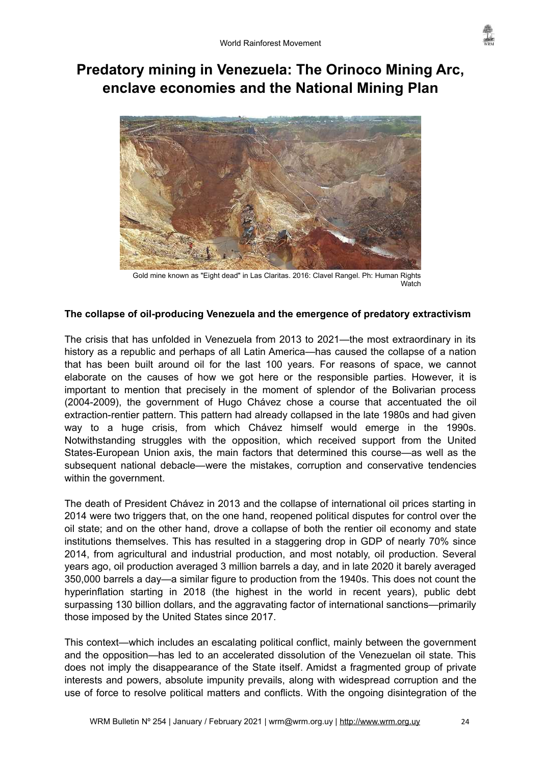# Predatory mining in Venezuela: The Orinoco Mining Arc, enclave economies and the National Mining Plan

Gold mine known as "Eight dead" in Las Claritas. 2016: Clavel Rangel. Ph: Human Rights Watch

**The collapse of oil-producing Venezuela and the emergence of predatory extractivism**

The crisis that has unfolded in Venezuela from 2013 to 2021—the most extraordinary in its history as a republic and perhaps of all Latin America—has caused the collapse of a nation that has been built around oil for the last 100 years. For reasons of space, we cannot elaborate on the causes of how we got here or the responsible parties. However, it is important to mention that precisely in the moment of splendor of the Bolivarian process (2004-2009), the government of Hugo Chávez chose a course that accentuated the oil extraction-rentier pattern. This pattern had already collapsed in the late 1980s and had given way to a huge crisis, from which Chávez himself would emerge in the 1990s. Notwithstanding struggles with the opposition, which received support from the United States-European Union axis, the main factors that determined this course—as well as the subsequent national debacle—were the mistakes, corruption and conservative tendencies within the government.

The death of President Chávez in 2013 and the collapse of international oil prices starting in 2014 were two triggers that, on the one hand, reopened political disputes for control over the oil state; and on the other hand, drove a collapse of both the rentier oil economy and state institutions themselves. This has resulted in a staggering drop in GDP of nearly 70% since 2014, from agricultural and industrial production, and most notably, oil production. Several years ago, oil production averaged 3 million barrels a day, and in late 2020 it barely averaged 350,000 barrels a day—a similar figure to production from the 1940s. This does not count the hyperinflation starting in 2018 (the highest in the world in recent years), public debt surpassing 130 billion dollars, and the aggravating factor of international sanctions—primarily those imposed by the United States since 2017.

This context—which includes an escalating political conflict, mainly between the government and the opposition—has led to an accelerated dissolution of the Venezuelan oil state. This does not imply the disappearance of the State itself. Amidst a fragmented group of private interests and powers, absolute impunity prevails, along with widespread corruption and the use of force to resolve political matters and conflicts. With the ongoing disintegration of the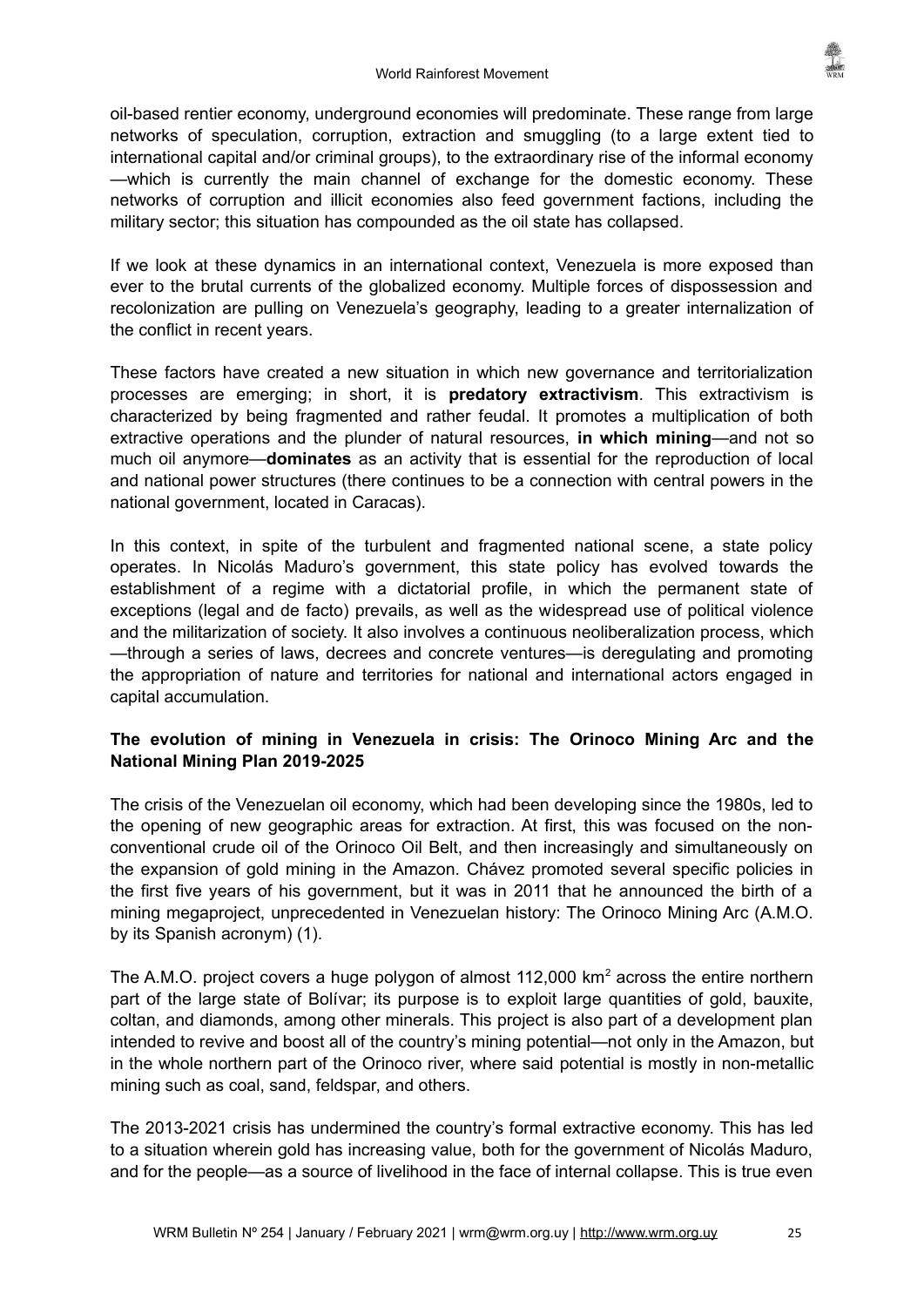oil-based rentier economy, underground economies will predominate. These range from large networks of speculation, corruption, extraction and smuggling (to a large extent tied to international capital and/or criminal groups), to the extraordinary rise of the informal economy —which is currently the main channel of exchange for the domestic economy. These networks of corruption and illicit economies also feed government factions, including the military sector; this situation has compounded as the oil state has collapsed.

If we look at these dynamics in an international context, Venezuela is more exposed than ever to the brutal currents of the globalized economy. Multiple forces of dispossession and recolonization are pulling on Venezuela's geography, leading to a greater internalization of the conflict in recent years.

These factors have created a new situation in which new governance and territorialization processes are emerging; in short, it is **predatory extractivism**. This extractivism is characterized by being fragmented and rather feudal. It promotes a multiplication of both extractive operations and the plunder of natural resources, **in which mining**—and not so much oil anymore—**dominates** as an activity that is essential for the reproduction of local and national power structures (there continues to be a connection with central powers in the national government, located in Caracas).

In this context, in spite of the turbulent and fragmented national scene, a state policy operates. In Nicolás Maduro's government, this state policy has evolved towards the establishment of a regime with a dictatorial profile, in which the permanent state of exceptions (legal and de facto) prevails, as well as the widespread use of political violence and the militarization of society. It also involves a continuous neoliberalization process, which —through a series of laws, decrees and concrete ventures—is deregulating and promoting the appropriation of nature and territories for national and international actors engaged in capital accumulation.

**The evolution of mining in Venezuela in crisis: The Orinoco Mining Arc and the National Mining Plan 2019-2025**

The crisis of the Venezuelan oil economy, which had been developing since the 1980s, led to the opening of new geographic areas for extraction. At first, this was focused on the non-conventional crude oil of the Orinoco Oil Belt, and then increasingly and simultaneously on the expansion of gold mining in the Amazon. Chávez promoted several specific policies in the first five years of his government, but it was in 2011 that he announced the birth of a mining megaproject, unprecedented in Venezuelan history: The Orinoco Mining Arc (A.M.O. by its Spanish acronym) (1).

The A.M.O. project covers a huge polygon of almost 112,000 km$^2$ across the entire northern part of the large state of Bolívar; its purpose is to exploit large quantities of gold, bauxite, coltan, and diamonds, among other minerals. This project is also part of a development plan intended to revive and boost all of the country's mining potential—not only in the Amazon, but in the whole northern part of the Orinoco river, where said potential is mostly in non-metallic mining such as coal, sand, feldspar, and others.

The 2013-2021 crisis has undermined the country's formal extractive economy. This has led to a situation wherein gold has increasing value, both for the government of Nicolás Maduro, and for the people—as a source of livelihood in the face of internal collapse. This is true even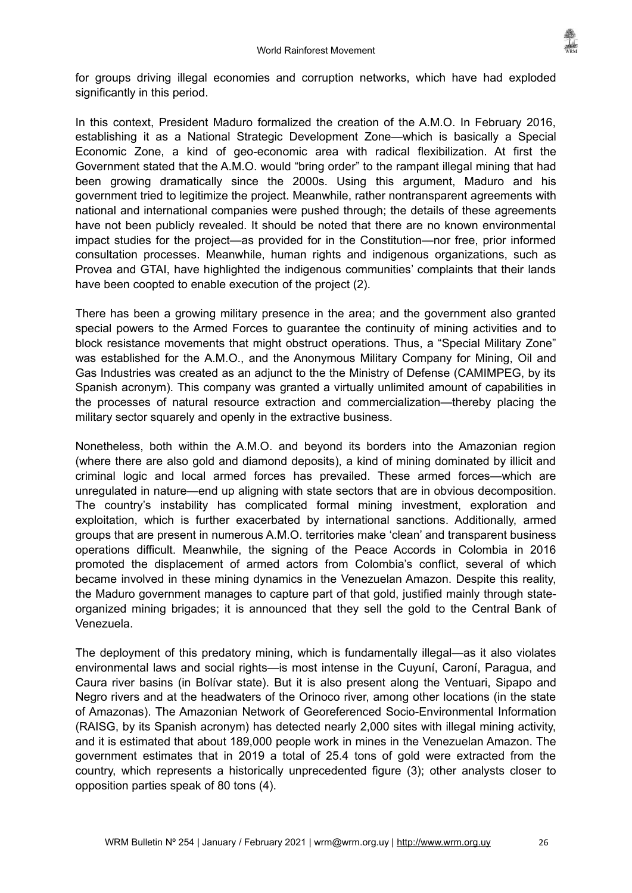for groups driving illegal economies and corruption networks, which have had exploded significantly in this period.

In this context, President Maduro formalized the creation of the A.M.O. In February 2016, establishing it as a National Strategic Development Zone—which is basically a Special Economic Zone, a kind of geo-economic area with radical flexibilization. At first the Government stated that the A.M.O. would "bring order" to the rampant illegal mining that had been growing dramatically since the 2000s. Using this argument, Maduro and his government tried to legitimize the project. Meanwhile, rather nontransparent agreements with national and international companies were pushed through; the details of these agreements have not been publicly revealed. It should be noted that there are no known environmental impact studies for the project—as provided for in the Constitution—nor free, prior informed consultation processes. Meanwhile, human rights and indigenous organizations, such as Provea and GTAI, have highlighted the indigenous communities' complaints that their lands have been coopted to enable execution of the project (2).

There has been a growing military presence in the area; and the government also granted special powers to the Armed Forces to guarantee the continuity of mining activities and to block resistance movements that might obstruct operations. Thus, a "Special Military Zone" was established for the A.M.O., and the Anonymous Military Company for Mining, Oil and Gas Industries was created as an adjunct to the the Ministry of Defense (CAMIMPEG, by its Spanish acronym). This company was granted a virtually unlimited amount of capabilities in the processes of natural resource extraction and commercialization—thereby placing the military sector squarely and openly in the extractive business.

Nonetheless, both within the A.M.O. and beyond its borders into the Amazonian region (where there are also gold and diamond deposits), a kind of mining dominated by illicit and criminal logic and local armed forces has prevailed. These armed forces—which are unregulated in nature—end up aligning with state sectors that are in obvious decomposition. The country's instability has complicated formal mining investment, exploration and exploitation, which is further exacerbated by international sanctions. Additionally, armed groups that are present in numerous A.M.O. territories make 'clean' and transparent business operations difficult. Meanwhile, the signing of the Peace Accords in Colombia in 2016 promoted the displacement of armed actors from Colombia's conflict, several of which became involved in these mining dynamics in the Venezuelan Amazon. Despite this reality, the Maduro government manages to capture part of that gold, justified mainly through state-organized mining brigades; it is announced that they sell the gold to the Central Bank of Venezuela.

The deployment of this predatory mining, which is fundamentally illegal—as it also violates environmental laws and social rights—is most intense in the Cuyuní, Caroní, Paragua, and Caura river basins (in Bolívar state). But it is also present along the Ventuari, Sipapo and Negro rivers and at the headwaters of the Orinoco river, among other locations (in the state of Amazonas). The Amazonian Network of Georeferenced Socio-Environmental Information (RAISG, by its Spanish acronym) has detected nearly 2,000 sites with illegal mining activity, and it is estimated that about 189,000 people work in mines in the Venezuelan Amazon. The government estimates that in 2019 a total of 25.4 tons of gold were extracted from the country, which represents a historically unprecedented figure (3); other analysts closer to opposition parties speak of 80 tons (4).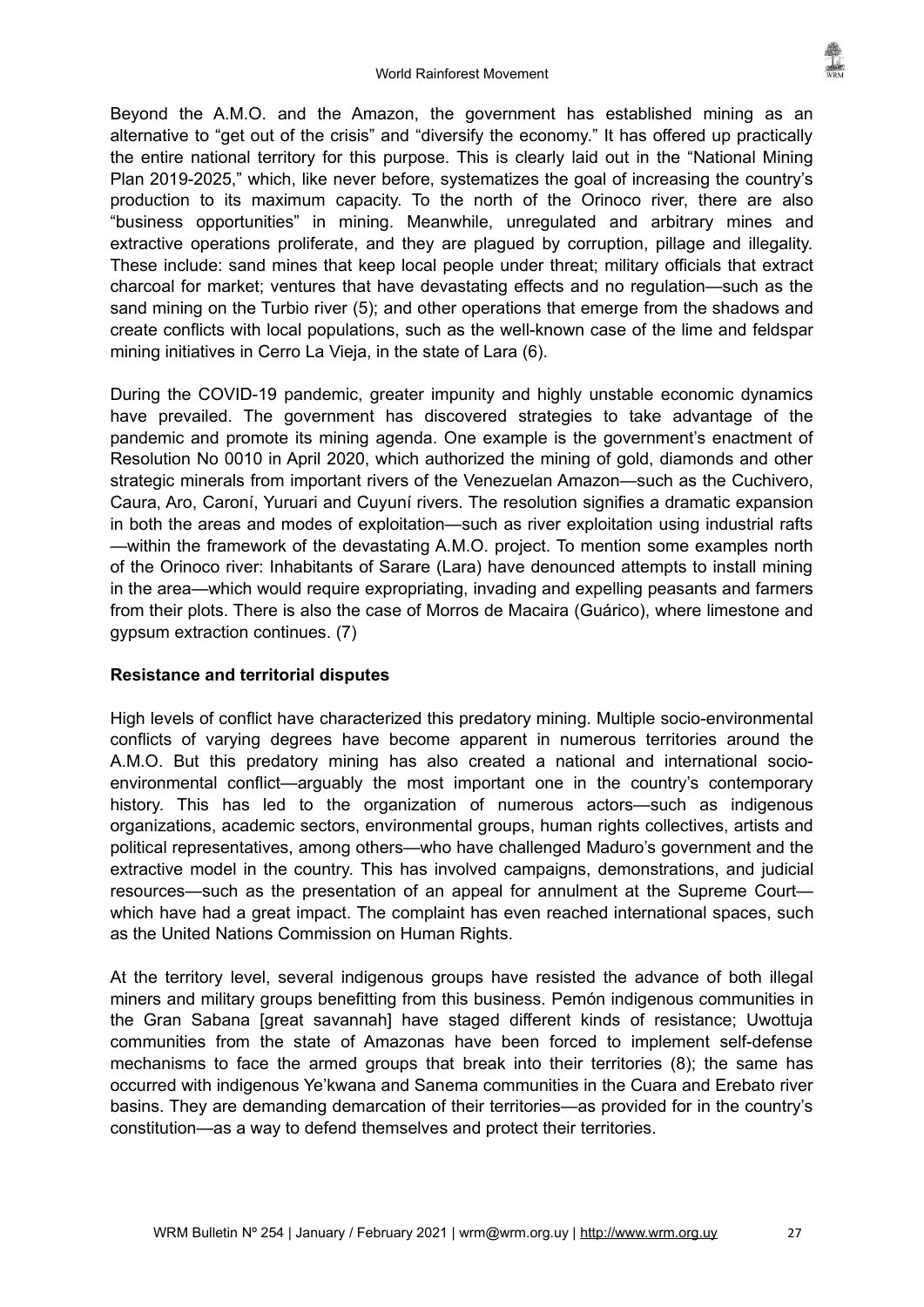Beyond the A.M.O. and the Amazon, the government has established mining as an alternative to "get out of the crisis" and "diversify the economy." It has offered up practically the entire national territory for this purpose. This is clearly laid out in the "National Mining Plan 2019-2025," which, like never before, systematizes the goal of increasing the country's production to its maximum capacity. To the north of the Orinoco river, there are also "business opportunities" in mining. Meanwhile, unregulated and arbitrary mines and extractive operations proliferate, and they are plagued by corruption, pillage and illegality. These include: sand mines that keep local people under threat; military officials that extract charcoal for market; ventures that have devastating effects and no regulation—such as the sand mining on the Turbio river (5); and other operations that emerge from the shadows and create conflicts with local populations, such as the well-known case of the lime and feldspar mining initiatives in Cerro La Vieja, in the state of Lara (6).

During the COVID-19 pandemic, greater impunity and highly unstable economic dynamics have prevailed. The government has discovered strategies to take advantage of the pandemic and promote its mining agenda. One example is the government's enactment of Resolution No 0010 in April 2020, which authorized the mining of gold, diamonds and other strategic minerals from important rivers of the Venezuelan Amazon—such as the Cuchivero, Caura, Aro, Caroní, Yuruari and Cuyuní rivers. The resolution signifies a dramatic expansion in both the areas and modes of exploitation—such as river exploitation using industrial rafts—within the framework of the devastating A.M.O. project. To mention some examples north of the Orinoco river: Inhabitants of Sarare (Lara) have denounced attempts to install mining in the area—which would require expropriating, invading and expelling peasants and farmers from their plots. There is also the case of Morros de Macaira (Guárico), where limestone and gypsum extraction continues. (7)

**Resistance and territorial disputes**

High levels of conflict have characterized this predatory mining. Multiple socio-environmental conflicts of varying degrees have become apparent in numerous territories around the A.M.O. But this predatory mining has also created a national and international socio-environmental conflict—arguably the most important one in the country's contemporary history. This has led to the organization of numerous actors—such as indigenous organizations, academic sectors, environmental groups, human rights collectives, artists and political representatives, among others—who have challenged Maduro's government and the extractive model in the country. This has involved campaigns, demonstrations, and judicial resources—such as the presentation of an appeal for annulment at the Supreme Court—which have had a great impact. The complaint has even reached international spaces, such as the United Nations Commission on Human Rights.

At the territory level, several indigenous groups have resisted the advance of both illegal miners and military groups benefitting from this business. Pemón indigenous communities in the Gran Sabana [great savannah] have staged different kinds of resistance; Uwottuja communities from the state of Amazonas have been forced to implement self-defense mechanisms to face the armed groups that break into their territories (8); the same has occurred with indigenous Ye'kwana and Sanema communities in the Cuara and Erebato river basins. They are demanding demarcation of their territories—as provided for in the country's constitution—as a way to defend themselves and protect their territories.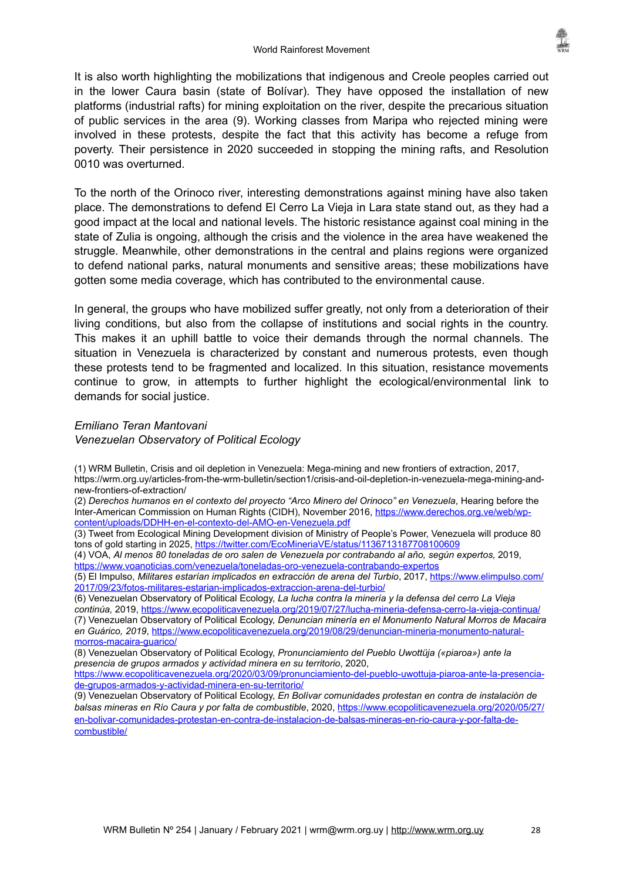It is also worth highlighting the mobilizations that indigenous and Creole peoples carried out in the lower Caura basin (state of Bolívar). They have opposed the installation of new platforms (industrial rafts) for mining exploitation on the river, despite the precarious situation of public services in the area (9). Working classes from Maripa who rejected mining were involved in these protests, despite the fact that this activity has become a refuge from poverty. Their persistence in 2020 succeeded in stopping the mining rafts, and Resolution 0010 was overturned.

To the north of the Orinoco river, interesting demonstrations against mining have also taken place. The demonstrations to defend El Cerro La Vieja in Lara state stand out, as they had a good impact at the local and national levels. The historic resistance against coal mining in the state of Zulia is ongoing, although the crisis and the violence in the area have weakened the struggle. Meanwhile, other demonstrations in the central and plains regions were organized to defend national parks, natural monuments and sensitive areas; these mobilizations have gotten some media coverage, which has contributed to the environmental cause.

In general, the groups who have mobilized suffer greatly, not only from a deterioration of their living conditions, but also from the collapse of institutions and social rights in the country. This makes it an uphill battle to voice their demands through the normal channels. The situation in Venezuela is characterized by constant and numerous protests, even though these protests tend to be fragmented and localized. In this situation, resistance movements continue to grow, in attempts to further highlight the ecological/environmental link to demands for social justice.

*Emiliano Teran Mantovani*
*Venezuelan Observatory of Political Ecology*

(1) WRM Bulletin, Crisis and oil depletion in Venezuela: Mega-mining and new frontiers of extraction, 2017, https://wrm.org.uy/articles-from-the-wrm-bulletin/section1/crisis-and-oil-depletion-in-venezuela-mega-mining-and-new-frontiers-of-extraction/

(2) *Derechos humanos en el contexto del proyecto "Arco Minero del Orinoco" en Venezuela*, Hearing before the Inter-American Commission on Human Rights (CIDH), November 2016, https://www.derechos.org.ve/web/wp-content/uploads/DDHH-en-el-contexto-del-AMO-en-Venezuela.pdf

(3) Tweet from Ecological Mining Development division of Ministry of People's Power, Venezuela will produce 80 tons of gold starting in 2025, https://twitter.com/EcoMineriaVE/status/1136713187708100609

(4) VOA, *Al menos 80 toneladas de oro salen de Venezuela por contrabando al año, según expertos,* 2019, https://www.voanoticias.com/venezuela/toneladas-oro-venezuela-contrabando-expertos

(5) El Impulso, *Militares estarían implicados en extracción de arena del Turbio*, 2017, https://www.elimpulso.com/2017/09/23/fotos-militares-estarian-implicados-extraccion-arena-del-turbio/

(6) Venezuelan Observatory of Political Ecology, *La lucha contra la minería y la defensa del cerro La Vieja continúa,* 2019, https://www.ecopoliticavenezuela.org/2019/07/27/lucha-mineria-defensa-cerro-la-vieja-continua/

(7) Venezuelan Observatory of Political Ecology, *Denuncian minería en el Monumento Natural Morros de Macaira en Guárico, 2019*, https://www.ecopoliticavenezuela.org/2019/08/29/denuncian-mineria-monumento-natural-morros-macaira-guarico/

(8) Venezuelan Observatory of Political Ecology, *Pronunciamiento del Pueblo Uwottüja («piaroa») ante la presencia de grupos armados y actividad minera en su territorio*, 2020, https://www.ecopoliticavenezuela.org/2020/03/09/pronunciamiento-del-pueblo-uwottuja-piaroa-ante-la-presencia-de-grupos-armados-y-actividad-minera-en-su-territorio/

(9) Venezuelan Observatory of Political Ecology, *En Bolívar comunidades protestan en contra de instalación de balsas mineras en Río Caura y por falta de combustible*, 2020, https://www.ecopoliticavenezuela.org/2020/05/27/en-bolivar-comunidades-protestan-en-contra-de-instalacion-de-balsas-mineras-en-rio-caura-y-por-falta-de-combustible/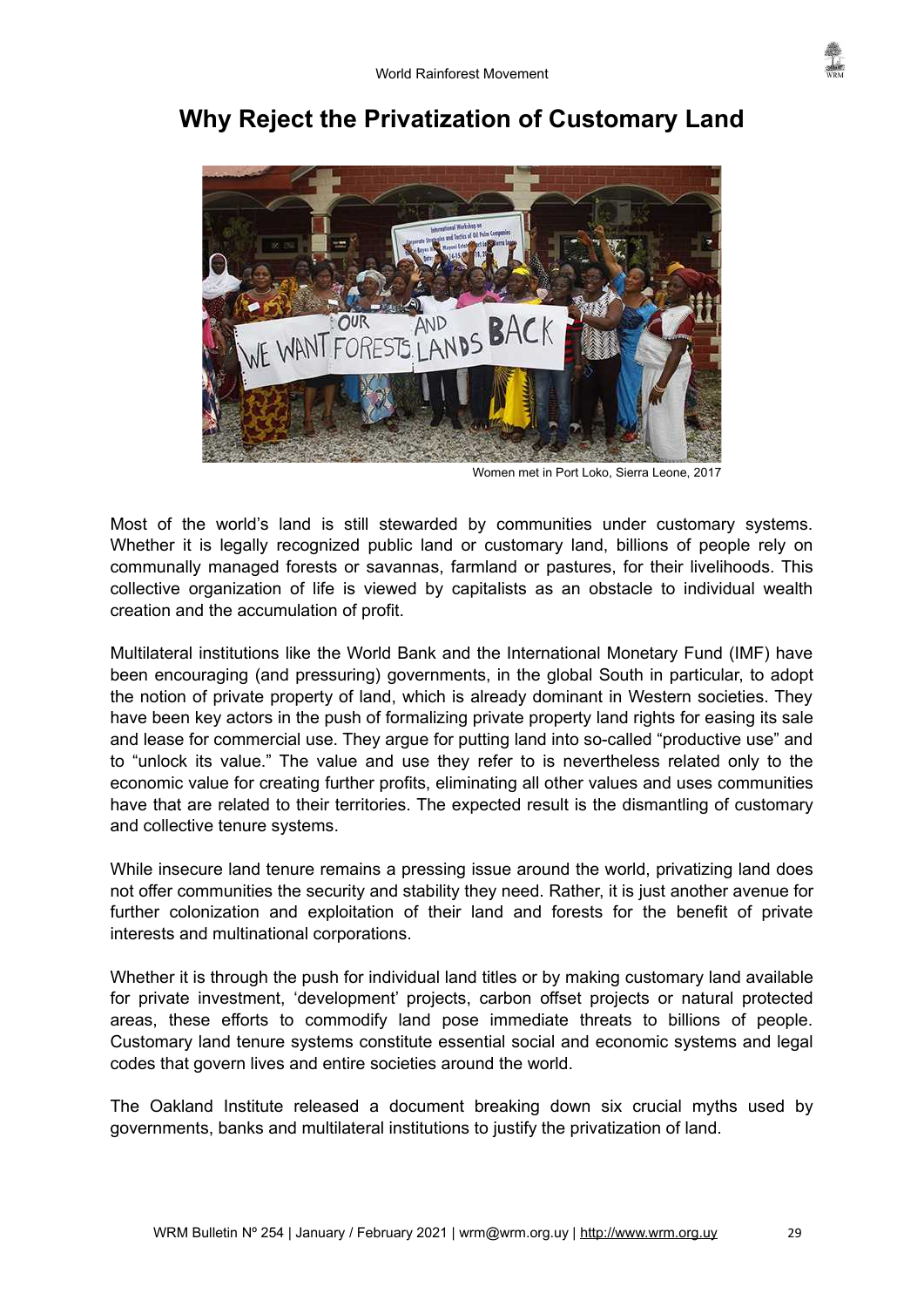# Why Reject the Privatization of Customary Land

Women met in Port Loko, Sierra Leone, 2017

Most of the world's land is still stewarded by communities under customary systems. Whether it is legally recognized public land or customary land, billions of people rely on communally managed forests or savannas, farmland or pastures, for their livelihoods. This collective organization of life is viewed by capitalists as an obstacle to individual wealth creation and the accumulation of profit.

Multilateral institutions like the World Bank and the International Monetary Fund (IMF) have been encouraging (and pressuring) governments, in the global South in particular, to adopt the notion of private property of land, which is already dominant in Western societies. They have been key actors in the push of formalizing private property land rights for easing its sale and lease for commercial use. They argue for putting land into so-called "productive use" and to "unlock its value." The value and use they refer to is nevertheless related only to the economic value for creating further profits, eliminating all other values and uses communities have that are related to their territories. The expected result is the dismantling of customary and collective tenure systems.

While insecure land tenure remains a pressing issue around the world, privatizing land does not offer communities the security and stability they need. Rather, it is just another avenue for further colonization and exploitation of their land and forests for the benefit of private interests and multinational corporations.

Whether it is through the push for individual land titles or by making customary land available for private investment, 'development' projects, carbon offset projects or natural protected areas, these efforts to commodify land pose immediate threats to billions of people. Customary land tenure systems constitute essential social and economic systems and legal codes that govern lives and entire societies around the world.

The Oakland Institute released a document breaking down six crucial myths used by governments, banks and multilateral institutions to justify the privatization of land.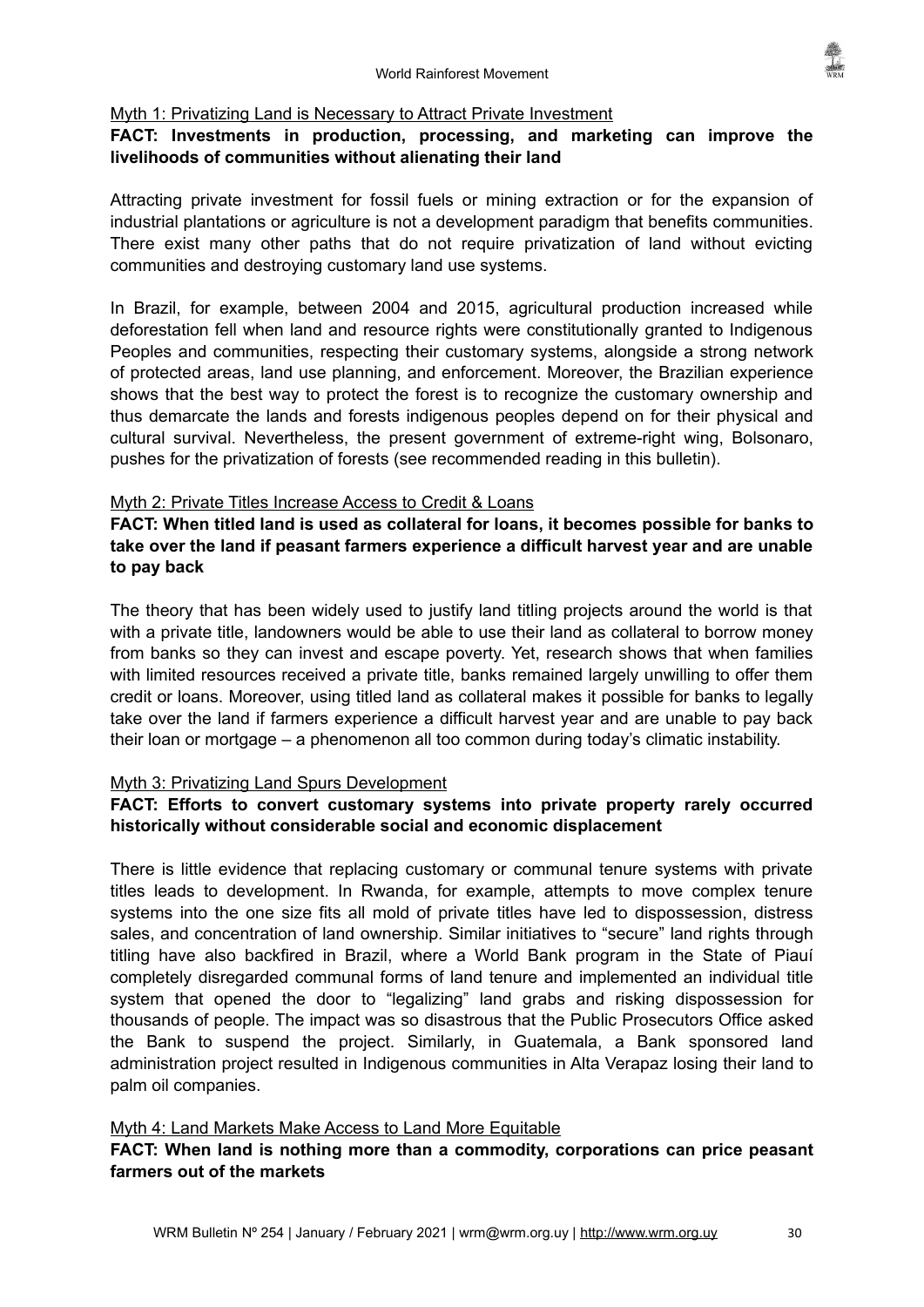Myth 1: Privatizing Land is Necessary to Attract Private Investment

**FACT: Investments in production, processing, and marketing can improve the livelihoods of communities without alienating their land**

Attracting private investment for fossil fuels or mining extraction or for the expansion of industrial plantations or agriculture is not a development paradigm that benefits communities. There exist many other paths that do not require privatization of land without evicting communities and destroying customary land use systems.

In Brazil, for example, between 2004 and 2015, agricultural production increased while deforestation fell when land and resource rights were constitutionally granted to Indigenous Peoples and communities, respecting their customary systems, alongside a strong network of protected areas, land use planning, and enforcement. Moreover, the Brazilian experience shows that the best way to protect the forest is to recognize the customary ownership and thus demarcate the lands and forests indigenous peoples depend on for their physical and cultural survival. Nevertheless, the present government of extreme-right wing, Bolsonaro, pushes for the privatization of forests (see recommended reading in this bulletin).

Myth 2: Private Titles Increase Access to Credit & Loans

**FACT: When titled land is used as collateral for loans, it becomes possible for banks to take over the land if peasant farmers experience a difficult harvest year and are unable to pay back**

The theory that has been widely used to justify land titling projects around the world is that with a private title, landowners would be able to use their land as collateral to borrow money from banks so they can invest and escape poverty. Yet, research shows that when families with limited resources received a private title, banks remained largely unwilling to offer them credit or loans. Moreover, using titled land as collateral makes it possible for banks to legally take over the land if farmers experience a difficult harvest year and are unable to pay back their loan or mortgage – a phenomenon all too common during today's climatic instability.

Myth 3: Privatizing Land Spurs Development

**FACT: Efforts to convert customary systems into private property rarely occurred historically without considerable social and economic displacement**

There is little evidence that replacing customary or communal tenure systems with private titles leads to development. In Rwanda, for example, attempts to move complex tenure systems into the one size fits all mold of private titles have led to dispossession, distress sales, and concentration of land ownership. Similar initiatives to "secure" land rights through titling have also backfired in Brazil, where a World Bank program in the State of Piauí completely disregarded communal forms of land tenure and implemented an individual title system that opened the door to "legalizing" land grabs and risking dispossession for thousands of people. The impact was so disastrous that the Public Prosecutors Office asked the Bank to suspend the project. Similarly, in Guatemala, a Bank sponsored land administration project resulted in Indigenous communities in Alta Verapaz losing their land to palm oil companies.

Myth 4: Land Markets Make Access to Land More Equitable

**FACT: When land is nothing more than a commodity, corporations can price peasant farmers out of the markets**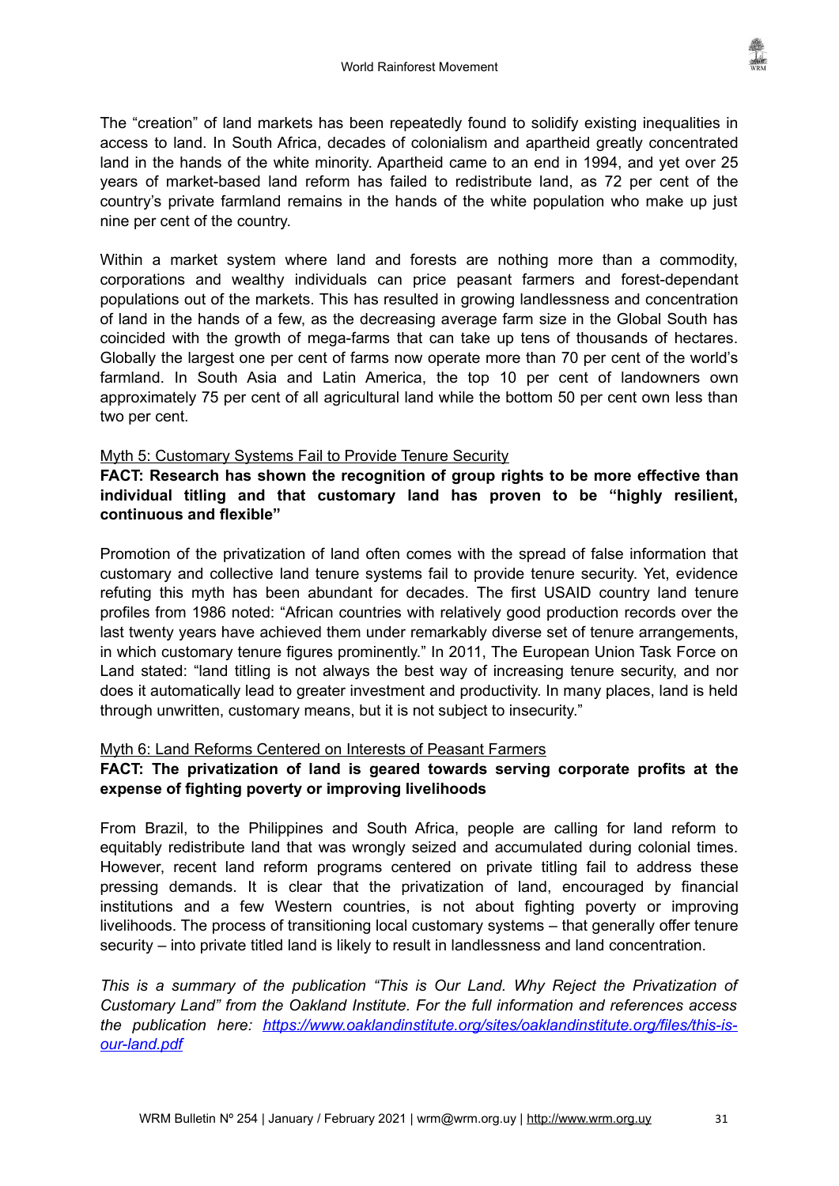The "creation" of land markets has been repeatedly found to solidify existing inequalities in access to land. In South Africa, decades of colonialism and apartheid greatly concentrated land in the hands of the white minority. Apartheid came to an end in 1994, and yet over 25 years of market-based land reform has failed to redistribute land, as 72 per cent of the country's private farmland remains in the hands of the white population who make up just nine per cent of the country.

Within a market system where land and forests are nothing more than a commodity, corporations and wealthy individuals can price peasant farmers and forest-dependant populations out of the markets. This has resulted in growing landlessness and concentration of land in the hands of a few, as the decreasing average farm size in the Global South has coincided with the growth of mega-farms that can take up tens of thousands of hectares. Globally the largest one per cent of farms now operate more than 70 per cent of the world's farmland. In South Asia and Latin America, the top 10 per cent of landowners own approximately 75 per cent of all agricultural land while the bottom 50 per cent own less than two per cent.

<u>Myth 5: Customary Systems Fail to Provide Tenure Security</u>

**FACT: Research has shown the recognition of group rights to be more effective than individual titling and that customary land has proven to be "highly resilient, continuous and flexible"**

Promotion of the privatization of land often comes with the spread of false information that customary and collective land tenure systems fail to provide tenure security. Yet, evidence refuting this myth has been abundant for decades. The first USAID country land tenure profiles from 1986 noted: "African countries with relatively good production records over the last twenty years have achieved them under remarkably diverse set of tenure arrangements, in which customary tenure figures prominently." In 2011, The European Union Task Force on Land stated: "land titling is not always the best way of increasing tenure security, and nor does it automatically lead to greater investment and productivity. In many places, land is held through unwritten, customary means, but it is not subject to insecurity."

<u>Myth 6: Land Reforms Centered on Interests of Peasant Farmers</u>

**FACT: The privatization of land is geared towards serving corporate profits at the expense of fighting poverty or improving livelihoods**

From Brazil, to the Philippines and South Africa, people are calling for land reform to equitably redistribute land that was wrongly seized and accumulated during colonial times. However, recent land reform programs centered on private titling fail to address these pressing demands. It is clear that the privatization of land, encouraged by financial institutions and a few Western countries, is not about fighting poverty or improving livelihoods. The process of transitioning local customary systems – that generally offer tenure security – into private titled land is likely to result in landlessness and land concentration.

*This is a summary of the publication "This is Our Land. Why Reject the Privatization of Customary Land" from the Oakland Institute. For the full information and references access the publication here: [https://www.oaklandinstitute.org/sites/oaklandinstitute.org/files/this-is-our-land.pdf](https://www.oaklandinstitute.org/sites/oaklandinstitute.org/files/this-is-our-land.pdf)*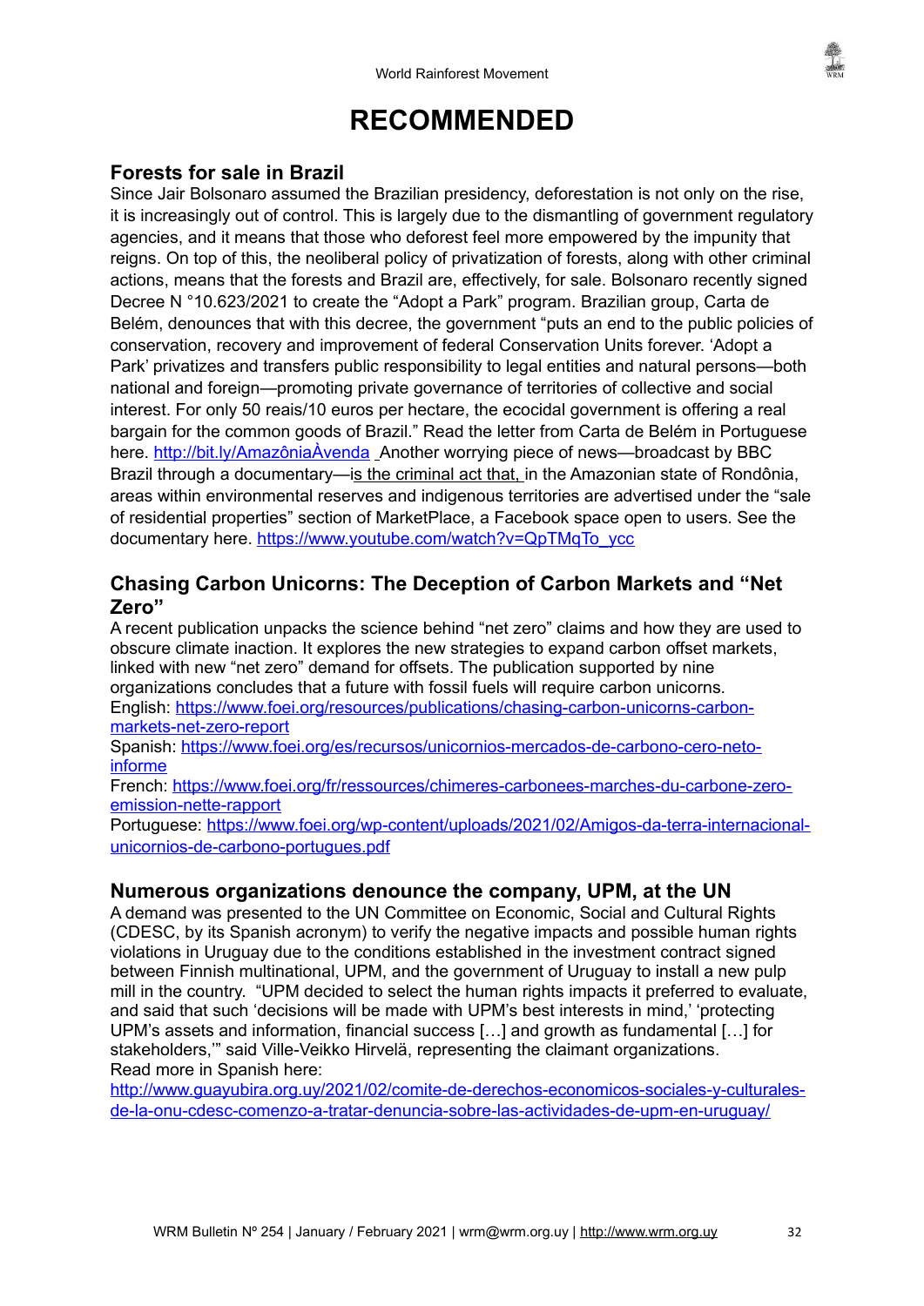# RECOMMENDED

## Forests for sale in Brazil

Since Jair Bolsonaro assumed the Brazilian presidency, deforestation is not only on the rise, it is increasingly out of control. This is largely due to the dismantling of government regulatory agencies, and it means that those who deforest feel more empowered by the impunity that reigns. On top of this, the neoliberal policy of privatization of forests, along with other criminal actions, means that the forests and Brazil are, effectively, for sale. Bolsonaro recently signed Decree N °10.623/2021 to create the "Adopt a Park" program. Brazilian group, Carta de Belém, denounces that with this decree, the government "puts an end to the public policies of conservation, recovery and improvement of federal Conservation Units forever. 'Adopt a Park' privatizes and transfers public responsibility to legal entities and natural persons—both national and foreign—promoting private governance of territories of collective and social interest. For only 50 reais/10 euros per hectare, the ecocidal government is offering a real bargain for the common goods of Brazil." Read the letter from Carta de Belém in Portuguese here. http://bit.ly/AmazôniaÀvenda Another worrying piece of news—broadcast by BBC Brazil through a documentary—is the criminal act that, in the Amazonian state of Rondônia, areas within environmental reserves and indigenous territories are advertised under the "sale of residential properties" section of MarketPlace, a Facebook space open to users. See the documentary here. https://www.youtube.com/watch?v=QpTMqTo_ycc

## Chasing Carbon Unicorns: The Deception of Carbon Markets and "Net Zero"

A recent publication unpacks the science behind "net zero" claims and how they are used to obscure climate inaction. It explores the new strategies to expand carbon offset markets, linked with new "net zero" demand for offsets. The publication supported by nine organizations concludes that a future with fossil fuels will require carbon unicorns.
English: https://www.foei.org/resources/publications/chasing-carbon-unicorns-carbon-markets-net-zero-report
Spanish: https://www.foei.org/es/recursos/unicornios-mercados-de-carbono-cero-neto-informe
French: https://www.foei.org/fr/ressources/chimeres-carbonees-marches-du-carbone-zero-emission-nette-rapport
Portuguese: https://www.foei.org/wp-content/uploads/2021/02/Amigos-da-terra-internacional-unicornios-de-carbono-portugues.pdf

## Numerous organizations denounce the company, UPM, at the UN

A demand was presented to the UN Committee on Economic, Social and Cultural Rights (CDESC, by its Spanish acronym) to verify the negative impacts and possible human rights violations in Uruguay due to the conditions established in the investment contract signed between Finnish multinational, UPM, and the government of Uruguay to install a new pulp mill in the country. "UPM decided to select the human rights impacts it preferred to evaluate, and said that such 'decisions will be made with UPM's best interests in mind,' 'protecting UPM's assets and information, financial success […] and growth as fundamental […] for stakeholders,'" said Ville-Veikko Hirvelä, representing the claimant organizations.
Read more in Spanish here:
http://www.guayubira.org.uy/2021/02/comite-de-derechos-economicos-sociales-y-culturales-de-la-onu-cdesc-comenzo-a-tratar-denuncia-sobre-las-actividades-de-upm-en-uruguay/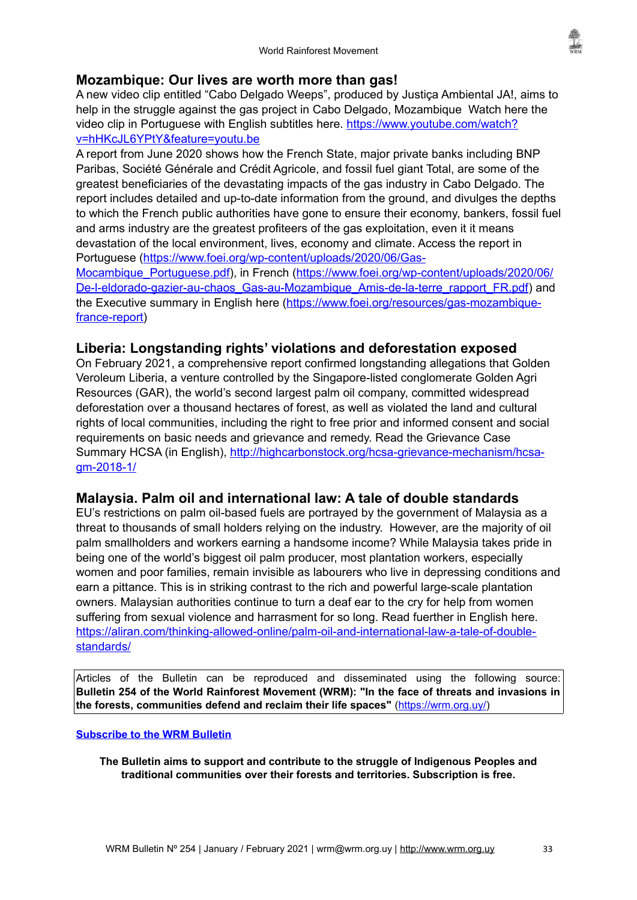## Mozambique: Our lives are worth more than gas!

A new video clip entitled "Cabo Delgado Weeps", produced by Justiça Ambiental JA!, aims to help in the struggle against the gas project in Cabo Delgado, Mozambique Watch here the video clip in Portuguese with English subtitles here. https://www.youtube.com/watch?v=hHKcJL6YPtY&feature=youtu.be

A report from June 2020 shows how the French State, major private banks including BNP Paribas, Société Générale and Crédit Agricole, and fossil fuel giant Total, are some of the greatest beneficiaries of the devastating impacts of the gas industry in Cabo Delgado. The report includes detailed and up-to-date information from the ground, and divulges the depths to which the French public authorities have gone to ensure their economy, bankers, fossil fuel and arms industry are the greatest profiteers of the gas exploitation, even it it means devastation of the local environment, lives, economy and climate. Access the report in Portuguese (https://www.foei.org/wp-content/uploads/2020/06/Gas-Mocambique_Portuguese.pdf), in French (https://www.foei.org/wp-content/uploads/2020/06/De-l-eldorado-gazier-au-chaos_Gas-au-Mozambique_Amis-de-la-terre_rapport_FR.pdf) and the Executive summary in English here (https://www.foei.org/resources/gas-mozambique-france-report)

## Liberia: Longstanding rights' violations and deforestation exposed

On February 2021, a comprehensive report confirmed longstanding allegations that Golden Veroleum Liberia, a venture controlled by the Singapore-listed conglomerate Golden Agri Resources (GAR), the world's second largest palm oil company, committed widespread deforestation over a thousand hectares of forest, as well as violated the land and cultural rights of local communities, including the right to free prior and informed consent and social requirements on basic needs and grievance and remedy. Read the Grievance Case Summary HCSA (in English), http://highcarbonstock.org/hcsa-grievance-mechanism/hcsa-gm-2018-1/

## Malaysia. Palm oil and international law: A tale of double standards

EU's restrictions on palm oil-based fuels are portrayed by the government of Malaysia as a threat to thousands of small holders relying on the industry. However, are the majority of oil palm smallholders and workers earning a handsome income? While Malaysia takes pride in being one of the world's biggest oil palm producer, most plantation workers, especially women and poor families, remain invisible as labourers who live in depressing conditions and earn a pittance. This is in striking contrast to the rich and powerful large-scale plantation owners. Malaysian authorities continue to turn a deaf ear to the cry for help from women suffering from sexual violence and harrasment for so long. Read fuerther in English here. https://aliran.com/thinking-allowed-online/palm-oil-and-international-law-a-tale-of-double-standards/

---

Articles of the Bulletin can be reproduced and disseminated using the following source: **Bulletin 254 of the World Rainforest Movement (WRM): "In the face of threats and invasions in the forests, communities defend and reclaim their life spaces"** (https://wrm.org.uy/)

---

**Subscribe to the WRM Bulletin**

**The Bulletin aims to support and contribute to the struggle of Indigenous Peoples and traditional communities over their forests and territories. Subscription is free.**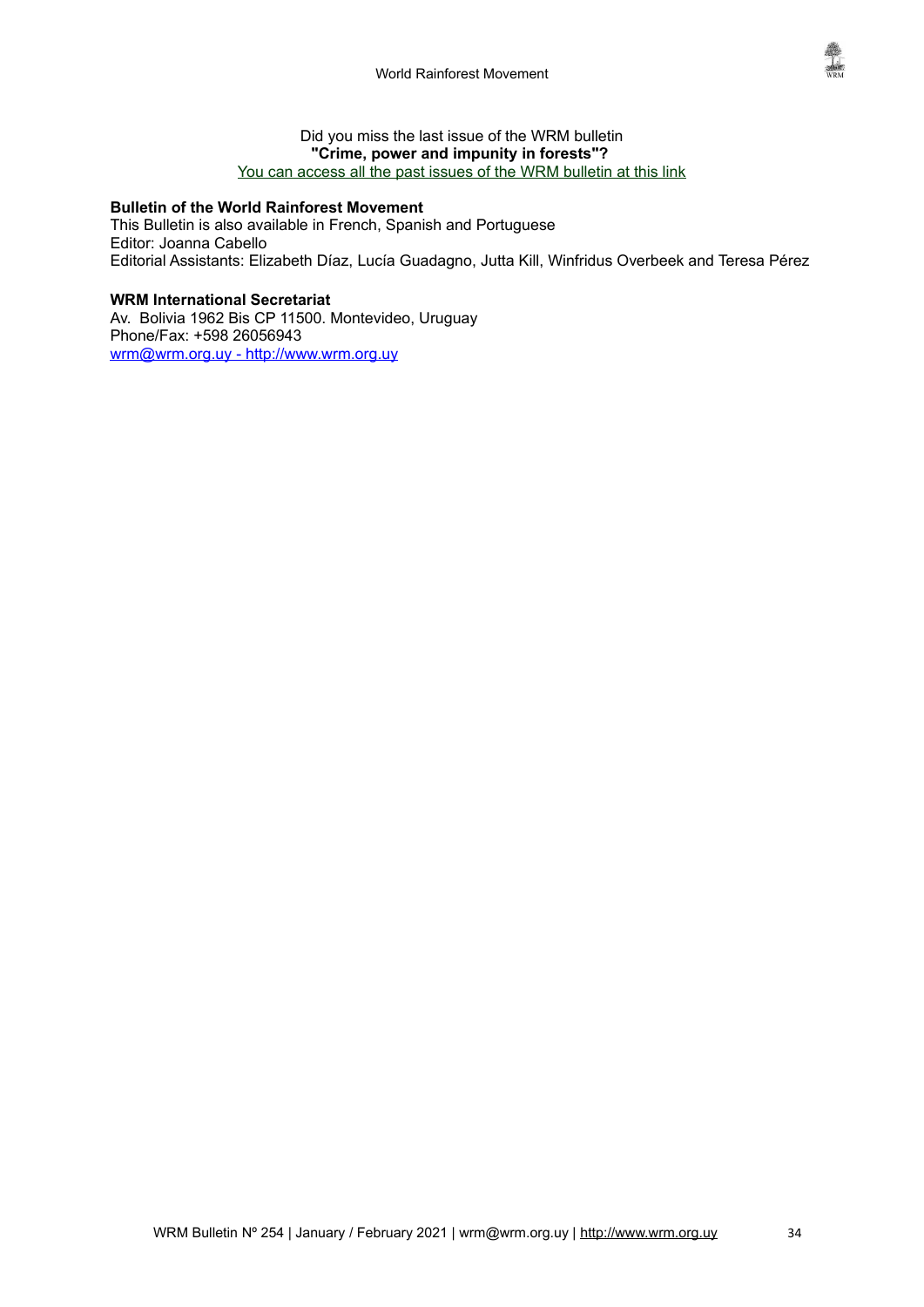Did you miss the last issue of the WRM bulletin
**"Crime, power and impunity in forests"?**
You can access all the past issues of the WRM bulletin at this link

**Bulletin of the World Rainforest Movement**
This Bulletin is also available in French, Spanish and Portuguese
Editor: Joanna Cabello
Editorial Assistants: Elizabeth Díaz, Lucía Guadagno, Jutta Kill, Winfridus Overbeek and Teresa Pérez

**WRM International Secretariat**
Av. Bolivia 1962 Bis CP 11500. Montevideo, Uruguay
Phone/Fax: +598 26056943
wrm@wrm.org.uy - http://www.wrm.org.uy